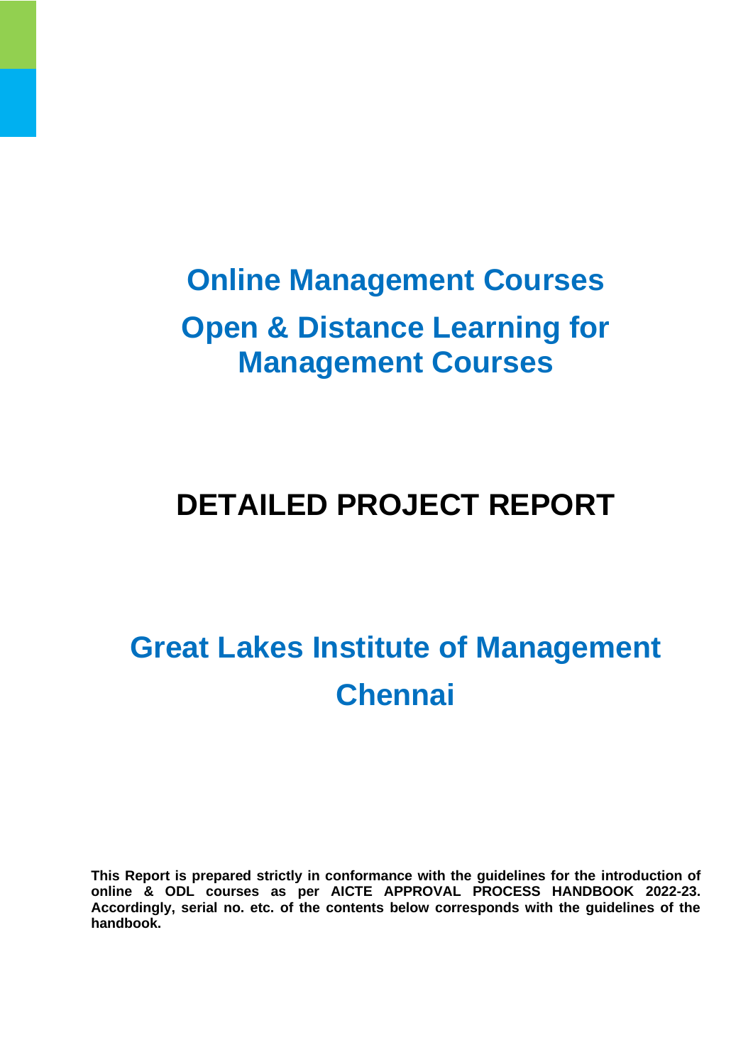# Online Management Courses

# Open & Distance Learning for Management Courses

# DETAILED PROJECT REPORT

# Great Lakes Institute of Management Chennai

**This Report is prepared strictly in conformance with the guidelines for the introduction of online & ODL courses as per AICTE APPROVAL PROCESS HANDBOOK 2022-23. Accordingly, serial no. etc. of the contents below corresponds with the guidelines of the handbook.**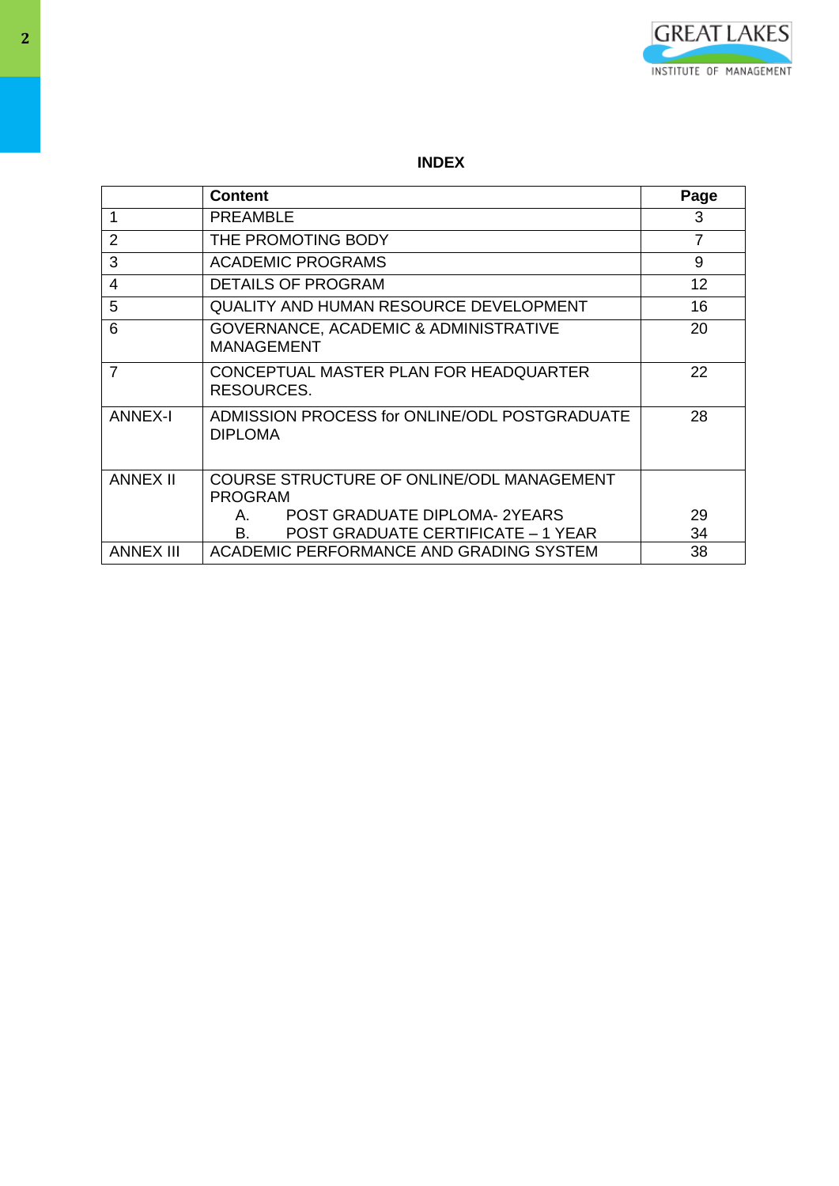**INDEX**

| | Content | Page |
|---|---|---|
| 1 | PREAMBLE | 3 |
| 2 | THE PROMOTING BODY | 7 |
| 3 | ACADEMIC PROGRAMS | 9 |
| 4 | DETAILS OF PROGRAM | 12 |
| 5 | QUALITY AND HUMAN RESOURCE DEVELOPMENT | 16 |
| 6 | GOVERNANCE, ACADEMIC & ADMINISTRATIVE MANAGEMENT | 20 |
| 7 | CONCEPTUAL MASTER PLAN FOR HEADQUARTER RESOURCES. | 22 |
| ANNEX-I | ADMISSION PROCESS for ONLINE/ODL POSTGRADUATE DIPLOMA | 28 |
| ANNEX II | COURSE STRUCTURE OF ONLINE/ODL MANAGEMENT PROGRAM<br>A. POST GRADUATE DIPLOMA- 2YEARS<br>B. POST GRADUATE CERTIFICATE – 1 YEAR | <br>29<br>34 |
| ANNEX III | ACADEMIC PERFORMANCE AND GRADING SYSTEM | 38 |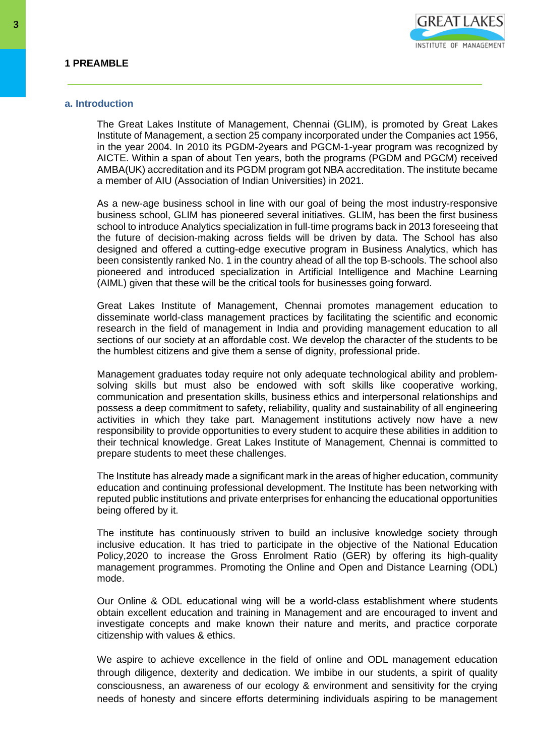# 1 PREAMBLE

## a. Introduction

The Great Lakes Institute of Management, Chennai (GLIM), is promoted by Great Lakes Institute of Management, a section 25 company incorporated under the Companies act 1956, in the year 2004. In 2010 its PGDM-2years and PGCM-1-year program was recognized by AICTE. Within a span of about Ten years, both the programs (PGDM and PGCM) received AMBA(UK) accreditation and its PGDM program got NBA accreditation. The institute became a member of AIU (Association of Indian Universities) in 2021.

As a new-age business school in line with our goal of being the most industry-responsive business school, GLIM has pioneered several initiatives. GLIM, has been the first business school to introduce Analytics specialization in full-time programs back in 2013 foreseeing that the future of decision-making across fields will be driven by data. The School has also designed and offered a cutting-edge executive program in Business Analytics, which has been consistently ranked No. 1 in the country ahead of all the top B-schools. The school also pioneered and introduced specialization in Artificial Intelligence and Machine Learning (AIML) given that these will be the critical tools for businesses going forward.

Great Lakes Institute of Management, Chennai promotes management education to disseminate world-class management practices by facilitating the scientific and economic research in the field of management in India and providing management education to all sections of our society at an affordable cost. We develop the character of the students to be the humblest citizens and give them a sense of dignity, professional pride.

Management graduates today require not only adequate technological ability and problem-solving skills but must also be endowed with soft skills like cooperative working, communication and presentation skills, business ethics and interpersonal relationships and possess a deep commitment to safety, reliability, quality and sustainability of all engineering activities in which they take part. Management institutions actively now have a new responsibility to provide opportunities to every student to acquire these abilities in addition to their technical knowledge. Great Lakes Institute of Management, Chennai is committed to prepare students to meet these challenges.

The Institute has already made a significant mark in the areas of higher education, community education and continuing professional development. The Institute has been networking with reputed public institutions and private enterprises for enhancing the educational opportunities being offered by it.

The institute has continuously striven to build an inclusive knowledge society through inclusive education. It has tried to participate in the objective of the National Education Policy,2020 to increase the Gross Enrolment Ratio (GER) by offering its high-quality management programmes. Promoting the Online and Open and Distance Learning (ODL) mode.

Our Online & ODL educational wing will be a world-class establishment where students obtain excellent education and training in Management and are encouraged to invent and investigate concepts and make known their nature and merits, and practice corporate citizenship with values & ethics.

We aspire to achieve excellence in the field of online and ODL management education through diligence, dexterity and dedication. We imbibe in our students, a spirit of quality consciousness, an awareness of our ecology & environment and sensitivity for the crying needs of honesty and sincere efforts determining individuals aspiring to be management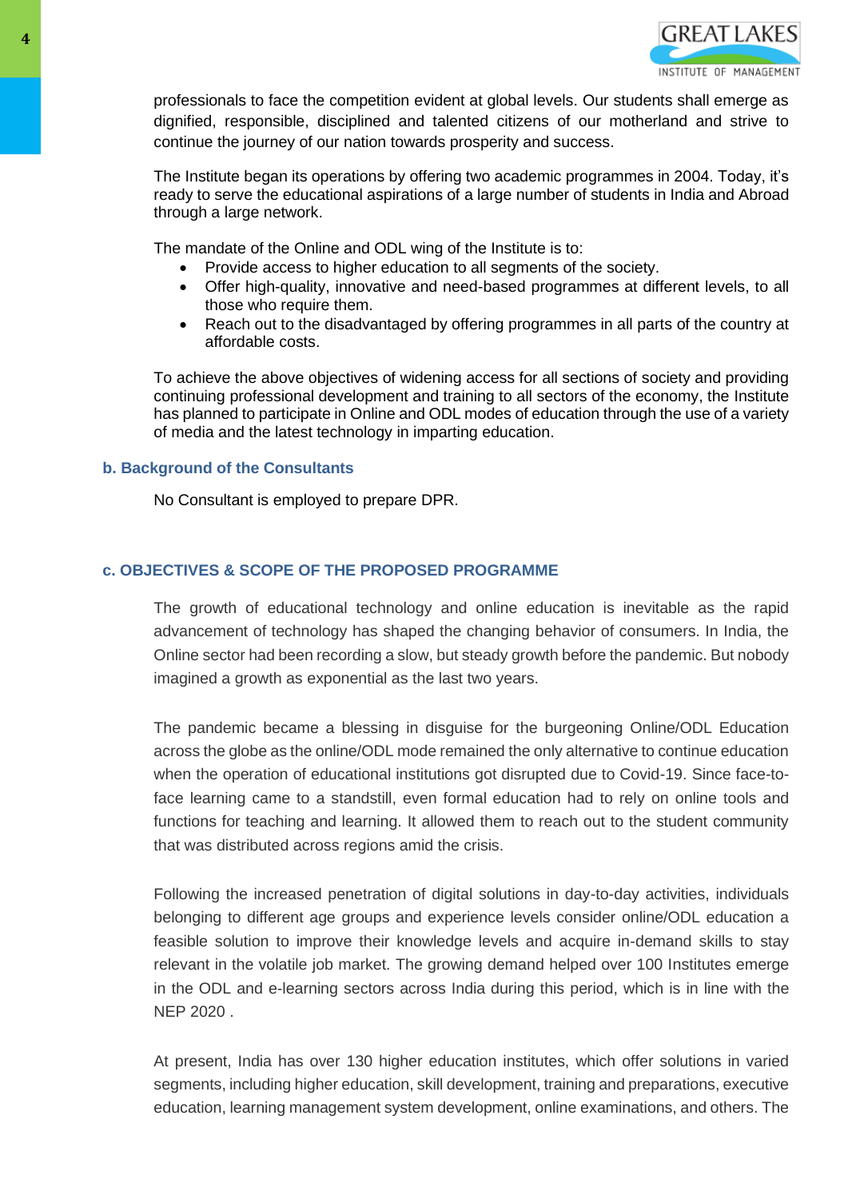professionals to face the competition evident at global levels. Our students shall emerge as dignified, responsible, disciplined and talented citizens of our motherland and strive to continue the journey of our nation towards prosperity and success.

The Institute began its operations by offering two academic programmes in 2004. Today, it's ready to serve the educational aspirations of a large number of students in India and Abroad through a large network.

The mandate of the Online and ODL wing of the Institute is to:

- Provide access to higher education to all segments of the society.
- Offer high-quality, innovative and need-based programmes at different levels, to all those who require them.
- Reach out to the disadvantaged by offering programmes in all parts of the country at affordable costs.

To achieve the above objectives of widening access for all sections of society and providing continuing professional development and training to all sectors of the economy, the Institute has planned to participate in Online and ODL modes of education through the use of a variety of media and the latest technology in imparting education.

### b. Background of the Consultants

No Consultant is employed to prepare DPR.

### c. OBJECTIVES & SCOPE OF THE PROPOSED PROGRAMME

The growth of educational technology and online education is inevitable as the rapid advancement of technology has shaped the changing behavior of consumers. In India, the Online sector had been recording a slow, but steady growth before the pandemic. But nobody imagined a growth as exponential as the last two years.

The pandemic became a blessing in disguise for the burgeoning Online/ODL Education across the globe as the online/ODL mode remained the only alternative to continue education when the operation of educational institutions got disrupted due to Covid-19. Since face-to-face learning came to a standstill, even formal education had to rely on online tools and functions for teaching and learning. It allowed them to reach out to the student community that was distributed across regions amid the crisis.

Following the increased penetration of digital solutions in day-to-day activities, individuals belonging to different age groups and experience levels consider online/ODL education a feasible solution to improve their knowledge levels and acquire in-demand skills to stay relevant in the volatile job market. The growing demand helped over 100 Institutes emerge in the ODL and e-learning sectors across India during this period, which is in line with the NEP 2020 .

At present, India has over 130 higher education institutes, which offer solutions in varied segments, including higher education, skill development, training and preparations, executive education, learning management system development, online examinations, and others. The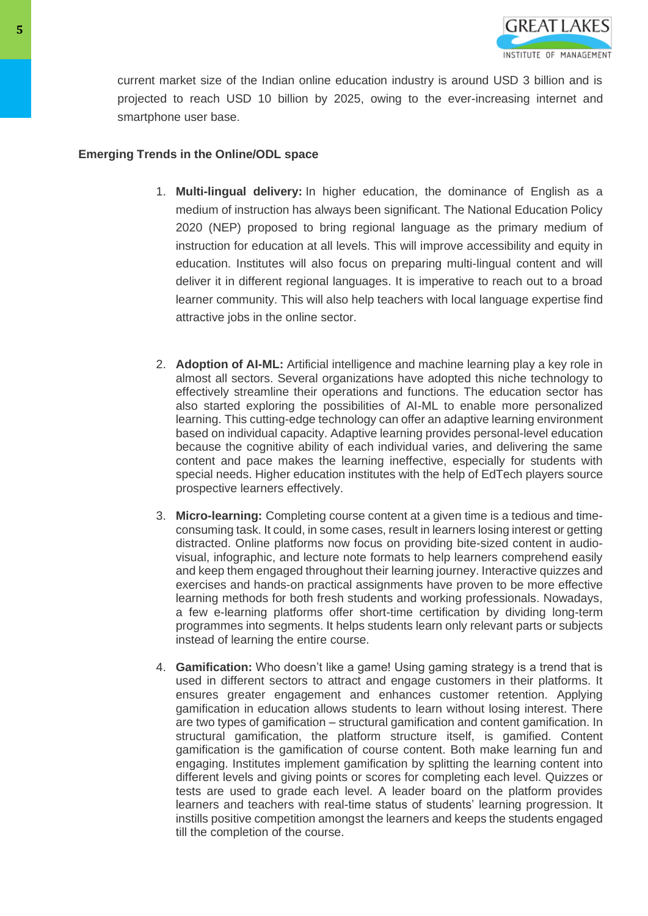current market size of the Indian online education industry is around USD 3 billion and is projected to reach USD 10 billion by 2025, owing to the ever-increasing internet and smartphone user base.

**Emerging Trends in the Online/ODL space**

1. **Multi-lingual delivery:** In higher education, the dominance of English as a medium of instruction has always been significant. The National Education Policy 2020 (NEP) proposed to bring regional language as the primary medium of instruction for education at all levels. This will improve accessibility and equity in education. Institutes will also focus on preparing multi-lingual content and will deliver it in different regional languages. It is imperative to reach out to a broad learner community. This will also help teachers with local language expertise find attractive jobs in the online sector.

2. **Adoption of AI-ML:** Artificial intelligence and machine learning play a key role in almost all sectors. Several organizations have adopted this niche technology to effectively streamline their operations and functions. The education sector has also started exploring the possibilities of AI-ML to enable more personalized learning. This cutting-edge technology can offer an adaptive learning environment based on individual capacity. Adaptive learning provides personal-level education because the cognitive ability of each individual varies, and delivering the same content and pace makes the learning ineffective, especially for students with special needs. Higher education institutes with the help of EdTech players source prospective learners effectively.

3. **Micro-learning:** Completing course content at a given time is a tedious and time-consuming task. It could, in some cases, result in learners losing interest or getting distracted. Online platforms now focus on providing bite-sized content in audio-visual, infographic, and lecture note formats to help learners comprehend easily and keep them engaged throughout their learning journey. Interactive quizzes and exercises and hands-on practical assignments have proven to be more effective learning methods for both fresh students and working professionals. Nowadays, a few e-learning platforms offer short-time certification by dividing long-term programmes into segments. It helps students learn only relevant parts or subjects instead of learning the entire course.

4. **Gamification:** Who doesn't like a game! Using gaming strategy is a trend that is used in different sectors to attract and engage customers in their platforms. It ensures greater engagement and enhances customer retention. Applying gamification in education allows students to learn without losing interest. There are two types of gamification – structural gamification and content gamification. In structural gamification, the platform structure itself, is gamified. Content gamification is the gamification of course content. Both make learning fun and engaging. Institutes implement gamification by splitting the learning content into different levels and giving points or scores for completing each level. Quizzes or tests are used to grade each level. A leader board on the platform provides learners and teachers with real-time status of students' learning progression. It instills positive competition amongst the learners and keeps the students engaged till the completion of the course.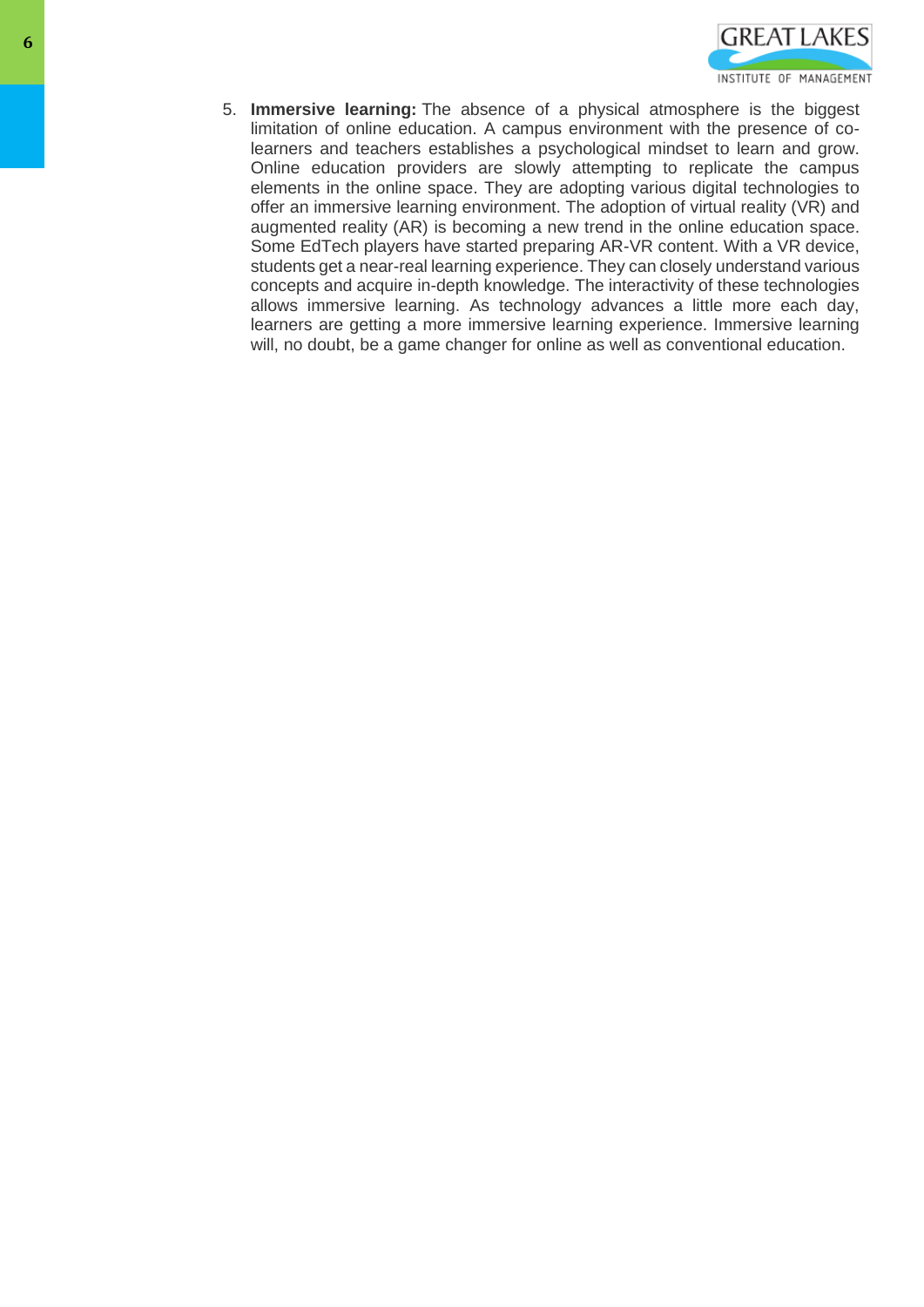5. **Immersive learning:** The absence of a physical atmosphere is the biggest limitation of online education. A campus environment with the presence of co-learners and teachers establishes a psychological mindset to learn and grow. Online education providers are slowly attempting to replicate the campus elements in the online space. They are adopting various digital technologies to offer an immersive learning environment. The adoption of virtual reality (VR) and augmented reality (AR) is becoming a new trend in the online education space. Some EdTech players have started preparing AR-VR content. With a VR device, students get a near-real learning experience. They can closely understand various concepts and acquire in-depth knowledge. The interactivity of these technologies allows immersive learning. As technology advances a little more each day, learners are getting a more immersive learning experience. Immersive learning will, no doubt, be a game changer for online as well as conventional education.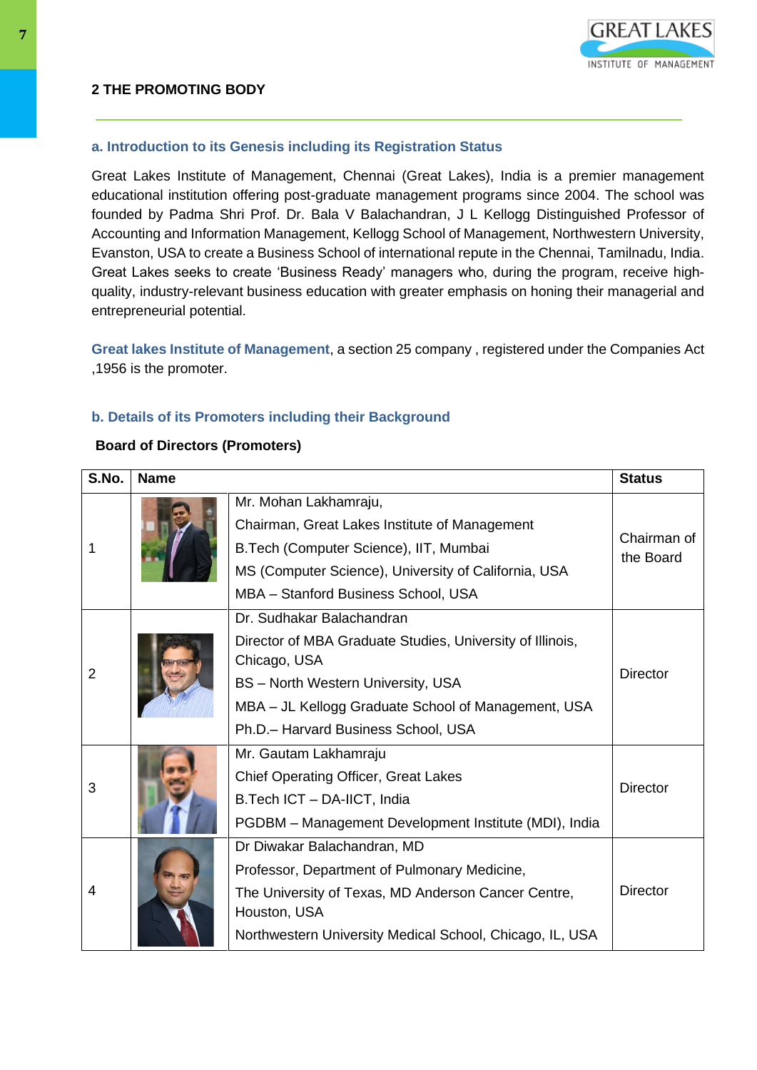## 2 THE PROMOTING BODY

### a. Introduction to its Genesis including its Registration Status

Great Lakes Institute of Management, Chennai (Great Lakes), India is a premier management educational institution offering post-graduate management programs since 2004. The school was founded by Padma Shri Prof. Dr. Bala V Balachandran, J L Kellogg Distinguished Professor of Accounting and Information Management, Kellogg School of Management, Northwestern University, Evanston, USA to create a Business School of international repute in the Chennai, Tamilnadu, India. Great Lakes seeks to create 'Business Ready' managers who, during the program, receive high-quality, industry-relevant business education with greater emphasis on honing their managerial and entrepreneurial potential.

Great lakes Institute of Management, a section 25 company , registered under the Companies Act ,1956 is the promoter.

### b. Details of its Promoters including their Background

**Board of Directors (Promoters)**

| S.No. | Name | | Status |
|---|---|---|---|
| 1 | | Mr. Mohan Lakhamraju,<br>Chairman, Great Lakes Institute of Management<br>B.Tech (Computer Science), IIT, Mumbai<br>MS (Computer Science), University of California, USA<br>MBA – Stanford Business School, USA | Chairman of the Board |
| 2 | | Dr. Sudhakar Balachandran<br>Director of MBA Graduate Studies, University of Illinois, Chicago, USA<br>BS – North Western University, USA<br>MBA – JL Kellogg Graduate School of Management, USA<br>Ph.D.– Harvard Business School, USA | Director |
| 3 | | Mr. Gautam Lakhamraju<br>Chief Operating Officer, Great Lakes<br>B.Tech ICT – DA-IICT, India<br>PGDBM – Management Development Institute (MDI), India | Director |
| 4 | | Dr Diwakar Balachandran, MD<br>Professor, Department of Pulmonary Medicine,<br>The University of Texas, MD Anderson Cancer Centre, Houston, USA<br>Northwestern University Medical School, Chicago, IL, USA | Director |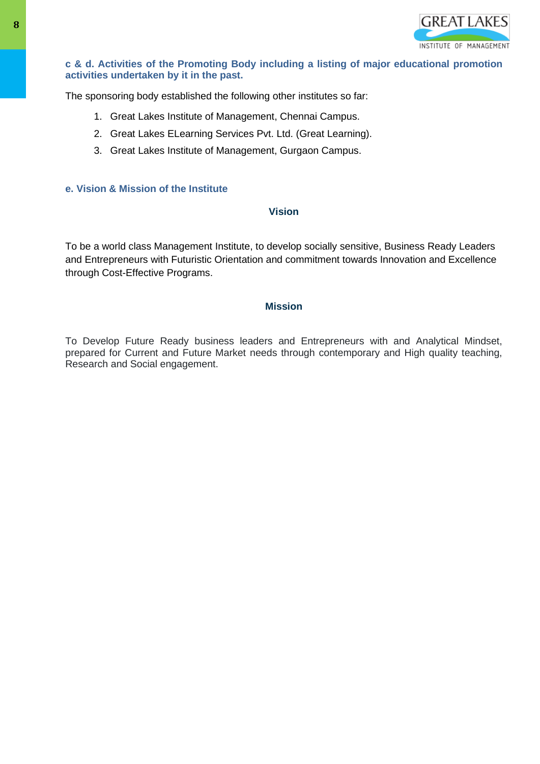### c & d. Activities of the Promoting Body including a listing of major educational promotion activities undertaken by it in the past.

The sponsoring body established the following other institutes so far:

1. Great Lakes Institute of Management, Chennai Campus.
2. Great Lakes ELearning Services Pvt. Ltd. (Great Learning).
3. Great Lakes Institute of Management, Gurgaon Campus.

### e. Vision & Mission of the Institute

#### Vision

To be a world class Management Institute, to develop socially sensitive, Business Ready Leaders and Entrepreneurs with Futuristic Orientation and commitment towards Innovation and Excellence through Cost-Effective Programs.

#### Mission

To Develop Future Ready business leaders and Entrepreneurs with and Analytical Mindset, prepared for Current and Future Market needs through contemporary and High quality teaching, Research and Social engagement.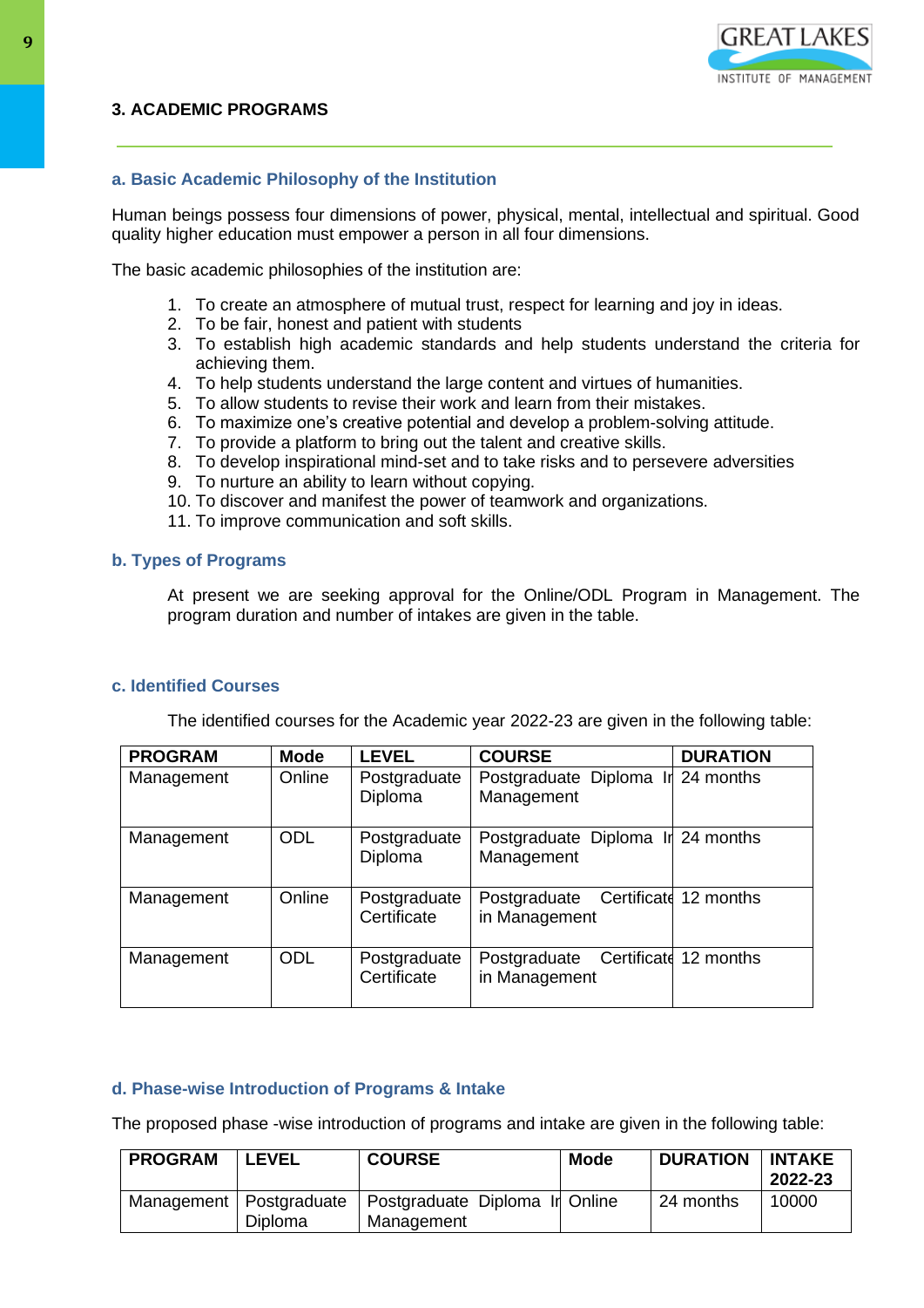## 3. ACADEMIC PROGRAMS

### a. Basic Academic Philosophy of the Institution

Human beings possess four dimensions of power, physical, mental, intellectual and spiritual. Good quality higher education must empower a person in all four dimensions.

The basic academic philosophies of the institution are:

1. To create an atmosphere of mutual trust, respect for learning and joy in ideas.
2. To be fair, honest and patient with students
3. To establish high academic standards and help students understand the criteria for achieving them.
4. To help students understand the large content and virtues of humanities.
5. To allow students to revise their work and learn from their mistakes.
6. To maximize one's creative potential and develop a problem-solving attitude.
7. To provide a platform to bring out the talent and creative skills.
8. To develop inspirational mind-set and to take risks and to persevere adversities
9. To nurture an ability to learn without copying.
10. To discover and manifest the power of teamwork and organizations.
11. To improve communication and soft skills.

### b. Types of Programs

At present we are seeking approval for the Online/ODL Program in Management. The program duration and number of intakes are given in the table.

### c. Identified Courses

The identified courses for the Academic year 2022-23 are given in the following table:

| PROGRAM | Mode | LEVEL | COURSE | DURATION |
|---|---|---|---|---|
| Management | Online | Postgraduate Diploma | Postgraduate Diploma In Management | 24 months |
| Management | ODL | Postgraduate Diploma | Postgraduate Diploma In Management | 24 months |
| Management | Online | Postgraduate Certificate | Postgraduate Certificate in Management | 12 months |
| Management | ODL | Postgraduate Certificate | Postgraduate Certificate in Management | 12 months |

### d. Phase-wise Introduction of Programs & Intake

The proposed phase -wise introduction of programs and intake are given in the following table:

| PROGRAM | LEVEL | COURSE | Mode | DURATION | INTAKE 2022-23 |
|---|---|---|---|---|---|
| Management | Postgraduate Diploma | Postgraduate Diploma In Management | Online | 24 months | 10000 |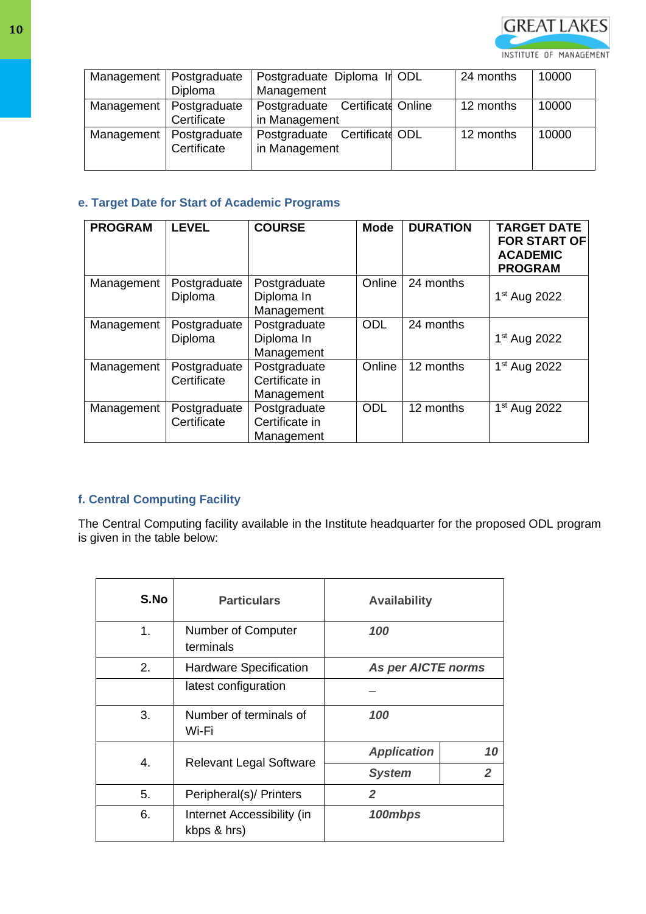| Management | Postgraduate Diploma | Postgraduate Diploma In Management | ODL | 24 months | 10000 |
|---|---|---|---|---|---|
| Management | Postgraduate Certificate | Postgraduate Certificate in Management | Online | 12 months | 10000 |
| Management | Postgraduate Certificate | Postgraduate Certificate in Management | ODL | 12 months | 10000 |

### e. Target Date for Start of Academic Programs

| PROGRAM | LEVEL | COURSE | Mode | DURATION | TARGET DATE FOR START OF ACADEMIC PROGRAM |
|---|---|---|---|---|---|
| Management | Postgraduate Diploma | Postgraduate Diploma In Management | Online | 24 months | 1st Aug 2022 |
| Management | Postgraduate Diploma | Postgraduate Diploma In Management | ODL | 24 months | 1st Aug 2022 |
| Management | Postgraduate Certificate | Postgraduate Certificate in Management | Online | 12 months | 1st Aug 2022 |
| Management | Postgraduate Certificate | Postgraduate Certificate in Management | ODL | 12 months | 1st Aug 2022 |

### f. Central Computing Facility

The Central Computing facility available in the Institute headquarter for the proposed ODL program is given in the table below:

| S.No | Particulars | Availability | |
|---|---|---|---|
| 1. | Number of Computer terminals | *100* | |
| 2. | Hardware Specification | *As per AICTE norms* | |
| | latest configuration | _ | |
| 3. | Number of terminals of Wi-Fi | *100* | |
| 4. | Relevant Legal Software | *Application* | *10* |
| | | *System* | *2* |
| 5. | Peripheral(s)/ Printers | *2* | |
| 6. | Internet Accessibility (in kbps & hrs) | *100mbps* | |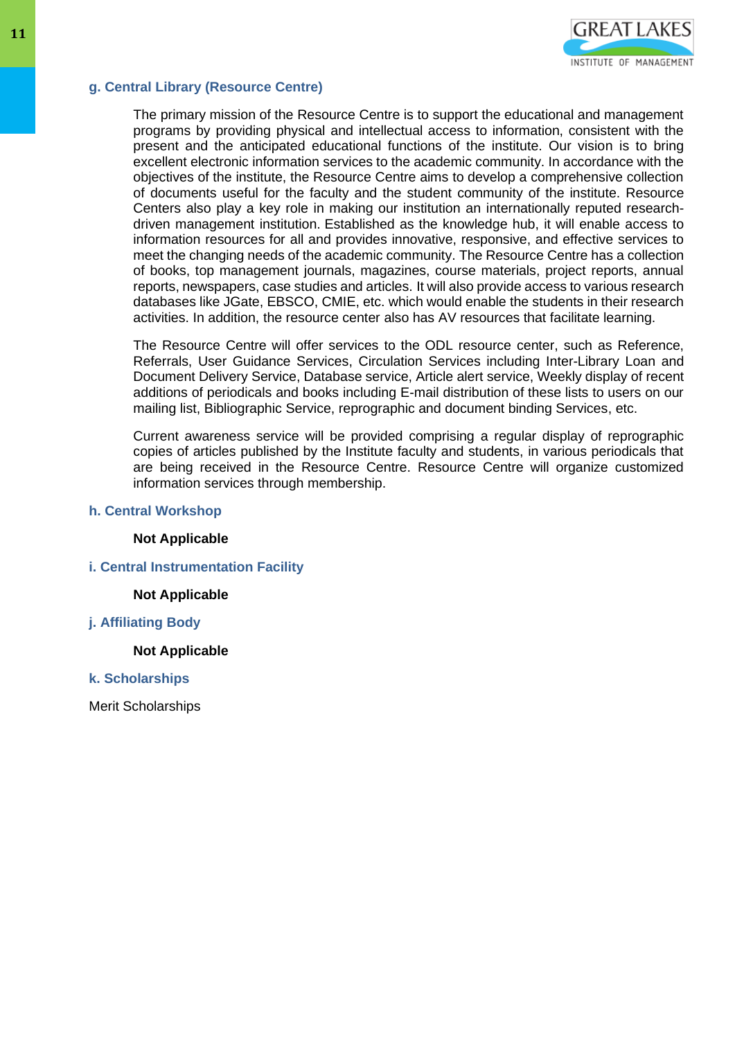### g. Central Library (Resource Centre)

The primary mission of the Resource Centre is to support the educational and management programs by providing physical and intellectual access to information, consistent with the present and the anticipated educational functions of the institute. Our vision is to bring excellent electronic information services to the academic community. In accordance with the objectives of the institute, the Resource Centre aims to develop a comprehensive collection of documents useful for the faculty and the student community of the institute. Resource Centers also play a key role in making our institution an internationally reputed research-driven management institution. Established as the knowledge hub, it will enable access to information resources for all and provides innovative, responsive, and effective services to meet the changing needs of the academic community. The Resource Centre has a collection of books, top management journals, magazines, course materials, project reports, annual reports, newspapers, case studies and articles. It will also provide access to various research databases like JGate, EBSCO, CMIE, etc. which would enable the students in their research activities. In addition, the resource center also has AV resources that facilitate learning.

The Resource Centre will offer services to the ODL resource center, such as Reference, Referrals, User Guidance Services, Circulation Services including Inter-Library Loan and Document Delivery Service, Database service, Article alert service, Weekly display of recent additions of periodicals and books including E-mail distribution of these lists to users on our mailing list, Bibliographic Service, reprographic and document binding Services, etc.

Current awareness service will be provided comprising a regular display of reprographic copies of articles published by the Institute faculty and students, in various periodicals that are being received in the Resource Centre. Resource Centre will organize customized information services through membership.

### h. Central Workshop

**Not Applicable**

### i. Central Instrumentation Facility

**Not Applicable**

### j. Affiliating Body

**Not Applicable**

### k. Scholarships

Merit Scholarships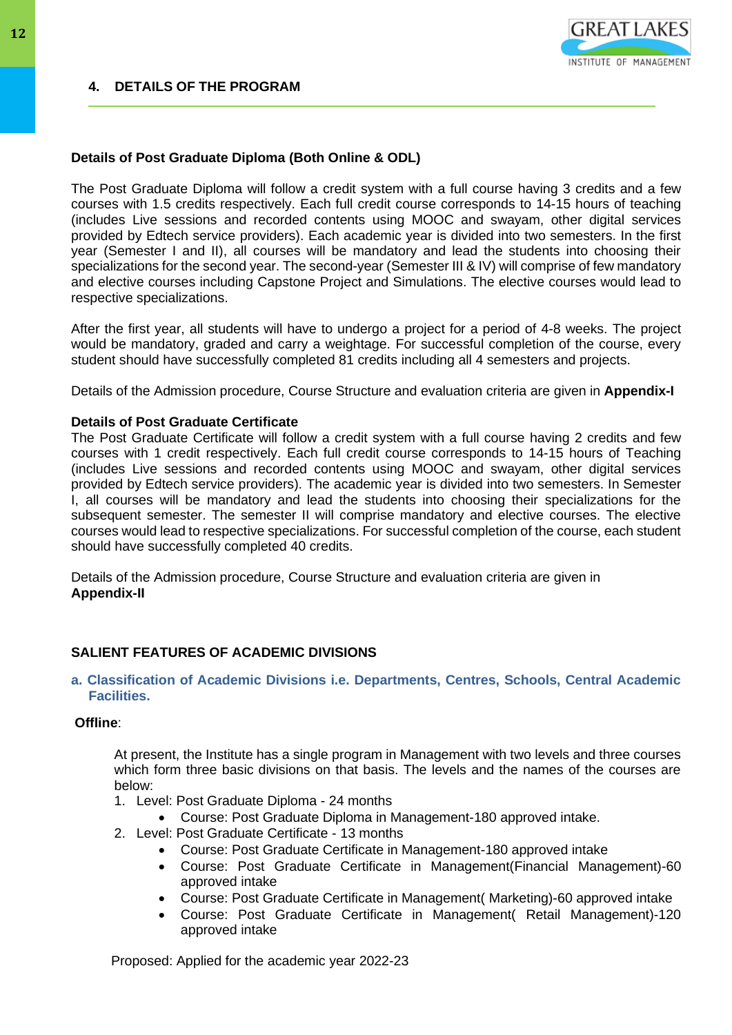## 4. DETAILS OF THE PROGRAM

**Details of Post Graduate Diploma (Both Online & ODL)**

The Post Graduate Diploma will follow a credit system with a full course having 3 credits and a few courses with 1.5 credits respectively. Each full credit course corresponds to 14-15 hours of teaching (includes Live sessions and recorded contents using MOOC and swayam, other digital services provided by Edtech service providers). Each academic year is divided into two semesters. In the first year (Semester I and II), all courses will be mandatory and lead the students into choosing their specializations for the second year. The second-year (Semester III & IV) will comprise of few mandatory and elective courses including Capstone Project and Simulations. The elective courses would lead to respective specializations.

After the first year, all students will have to undergo a project for a period of 4-8 weeks. The project would be mandatory, graded and carry a weightage. For successful completion of the course, every student should have successfully completed 81 credits including all 4 semesters and projects.

Details of the Admission procedure, Course Structure and evaluation criteria are given in **Appendix-I**

**Details of Post Graduate Certificate**

The Post Graduate Certificate will follow a credit system with a full course having 2 credits and few courses with 1 credit respectively. Each full credit course corresponds to 14-15 hours of Teaching (includes Live sessions and recorded contents using MOOC and swayam, other digital services provided by Edtech service providers). The academic year is divided into two semesters. In Semester I, all courses will be mandatory and lead the students into choosing their specializations for the subsequent semester. The semester II will comprise mandatory and elective courses. The elective courses would lead to respective specializations. For successful completion of the course, each student should have successfully completed 40 credits.

Details of the Admission procedure, Course Structure and evaluation criteria are given in **Appendix-II**

**SALIENT FEATURES OF ACADEMIC DIVISIONS**

**a. Classification of Academic Divisions i.e. Departments, Centres, Schools, Central Academic Facilities.**

**Offline**:

At present, the Institute has a single program in Management with two levels and three courses which form three basic divisions on that basis. The levels and the names of the courses are below:

1. Level: Post Graduate Diploma - 24 months
   - Course: Post Graduate Diploma in Management-180 approved intake.
2. Level: Post Graduate Certificate - 13 months
   - Course: Post Graduate Certificate in Management-180 approved intake
   - Course: Post Graduate Certificate in Management(Financial Management)-60 approved intake
   - Course: Post Graduate Certificate in Management( Marketing)-60 approved intake
   - Course: Post Graduate Certificate in Management( Retail Management)-120 approved intake

Proposed: Applied for the academic year 2022-23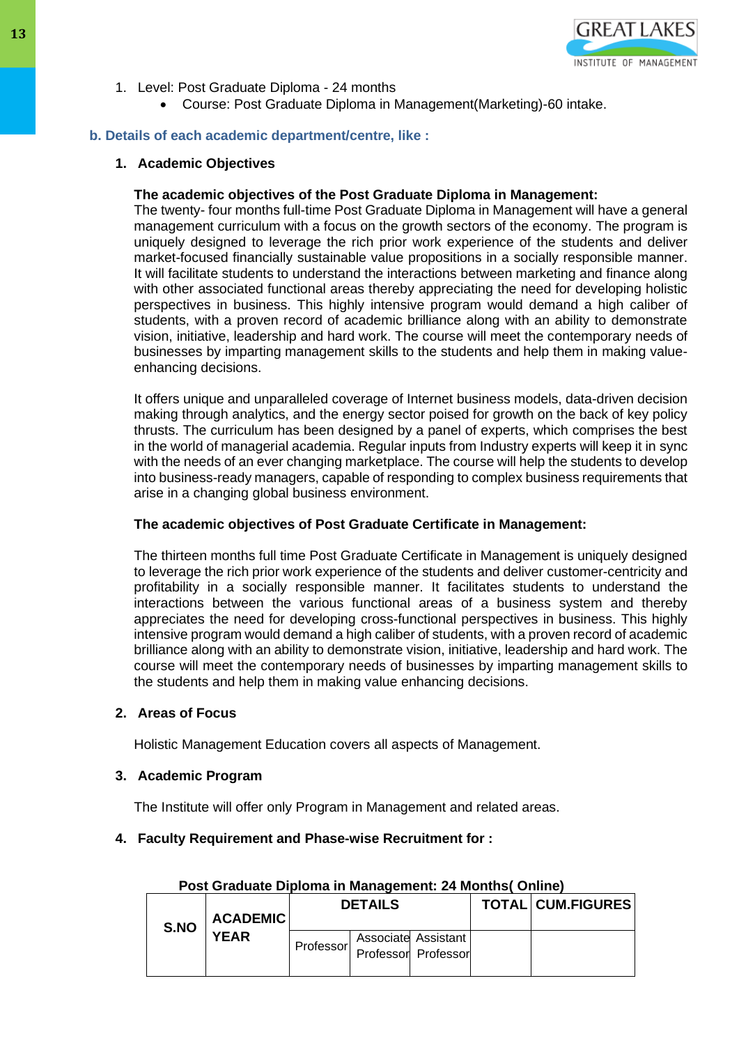1. Level: Post Graduate Diploma - 24 months
    - Course: Post Graduate Diploma in Management(Marketing)-60 intake.

### b. Details of each academic department/centre, like :

1. **Academic Objectives**

**The academic objectives of the Post Graduate Diploma in Management:**

The twenty- four months full-time Post Graduate Diploma in Management will have a general management curriculum with a focus on the growth sectors of the economy. The program is uniquely designed to leverage the rich prior work experience of the students and deliver market-focused financially sustainable value propositions in a socially responsible manner. It will facilitate students to understand the interactions between marketing and finance along with other associated functional areas thereby appreciating the need for developing holistic perspectives in business. This highly intensive program would demand a high caliber of students, with a proven record of academic brilliance along with an ability to demonstrate vision, initiative, leadership and hard work. The course will meet the contemporary needs of businesses by imparting management skills to the students and help them in making value-enhancing decisions.

It offers unique and unparalleled coverage of Internet business models, data-driven decision making through analytics, and the energy sector poised for growth on the back of key policy thrusts. The curriculum has been designed by a panel of experts, which comprises the best in the world of managerial academia. Regular inputs from Industry experts will keep it in sync with the needs of an ever changing marketplace. The course will help the students to develop into business-ready managers, capable of responding to complex business requirements that arise in a changing global business environment.

**The academic objectives of Post Graduate Certificate in Management:**

The thirteen months full time Post Graduate Certificate in Management is uniquely designed to leverage the rich prior work experience of the students and deliver customer-centricity and profitability in a socially responsible manner. It facilitates students to understand the interactions between the various functional areas of a business system and thereby appreciates the need for developing cross-functional perspectives in business. This highly intensive program would demand a high caliber of students, with a proven record of academic brilliance along with an ability to demonstrate vision, initiative, leadership and hard work. The course will meet the contemporary needs of businesses by imparting management skills to the students and help them in making value enhancing decisions.

2. **Areas of Focus**

Holistic Management Education covers all aspects of Management.

3. **Academic Program**

The Institute will offer only Program in Management and related areas.

4. **Faculty Requirement and Phase-wise Recruitment for :**

**Post Graduate Diploma in Management: 24 Months( Online)**

| S.NO | ACADEMIC YEAR | DETAILS | | | TOTAL | CUM.FIGURES |
|---|---|---|---|---|---|---|
| | | Professor | Associate Professor | Assistant Professor | | |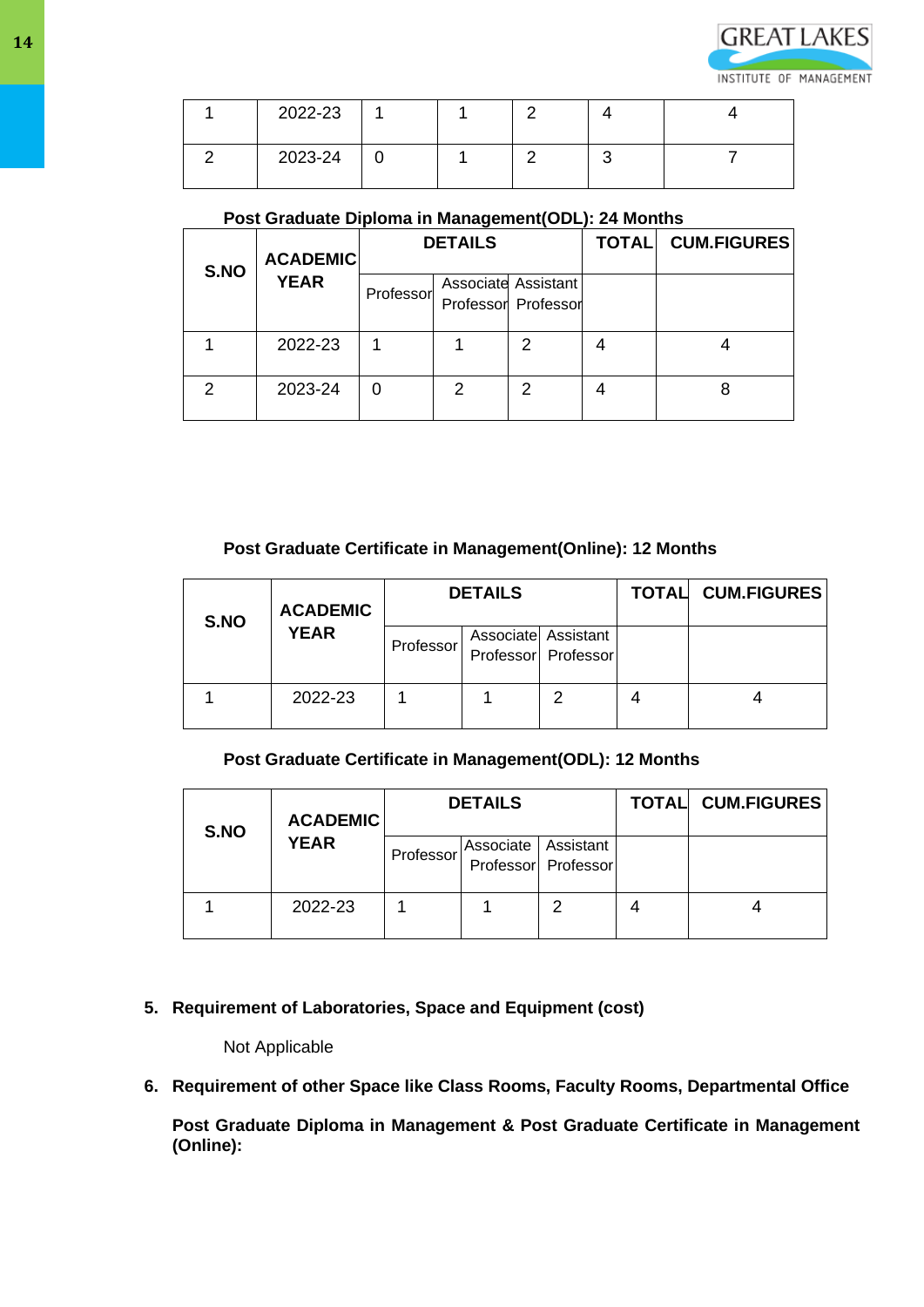| | | | | | | |
|---|---|---|---|---|---|---|
| 1 | 2022-23 | 1 | 1 | 2 | 4 | 4 |
| 2 | 2023-24 | 0 | 1 | 2 | 3 | 7 |

**Post Graduate Diploma in Management(ODL): 24 Months**

| S.NO | ACADEMIC YEAR | DETAILS | | | TOTAL | CUM.FIGURES |
|---|---|---|---|---|---|---|
| | | Professor | Associate Professor | Assistant Professor | | |
| 1 | 2022-23 | 1 | 1 | 2 | 4 | 4 |
| 2 | 2023-24 | 0 | 2 | 2 | 4 | 8 |

**Post Graduate Certificate in Management(Online): 12 Months**

| S.NO | ACADEMIC YEAR | DETAILS | | | TOTAL | CUM.FIGURES |
|---|---|---|---|---|---|---|
| | | Professor | Associate Professor | Assistant Professor | | |
| 1 | 2022-23 | 1 | 1 | 2 | 4 | 4 |

**Post Graduate Certificate in Management(ODL): 12 Months**

| S.NO | ACADEMIC YEAR | DETAILS | | | TOTAL | CUM.FIGURES |
|---|---|---|---|---|---|---|
| | | Professor | Associate Professor | Assistant Professor | | |
| 1 | 2022-23 | 1 | 1 | 2 | 4 | 4 |

5. **Requirement of Laboratories, Space and Equipment (cost)**

   Not Applicable

6. **Requirement of other Space like Class Rooms, Faculty Rooms, Departmental Office**

   **Post Graduate Diploma in Management & Post Graduate Certificate in Management (Online):**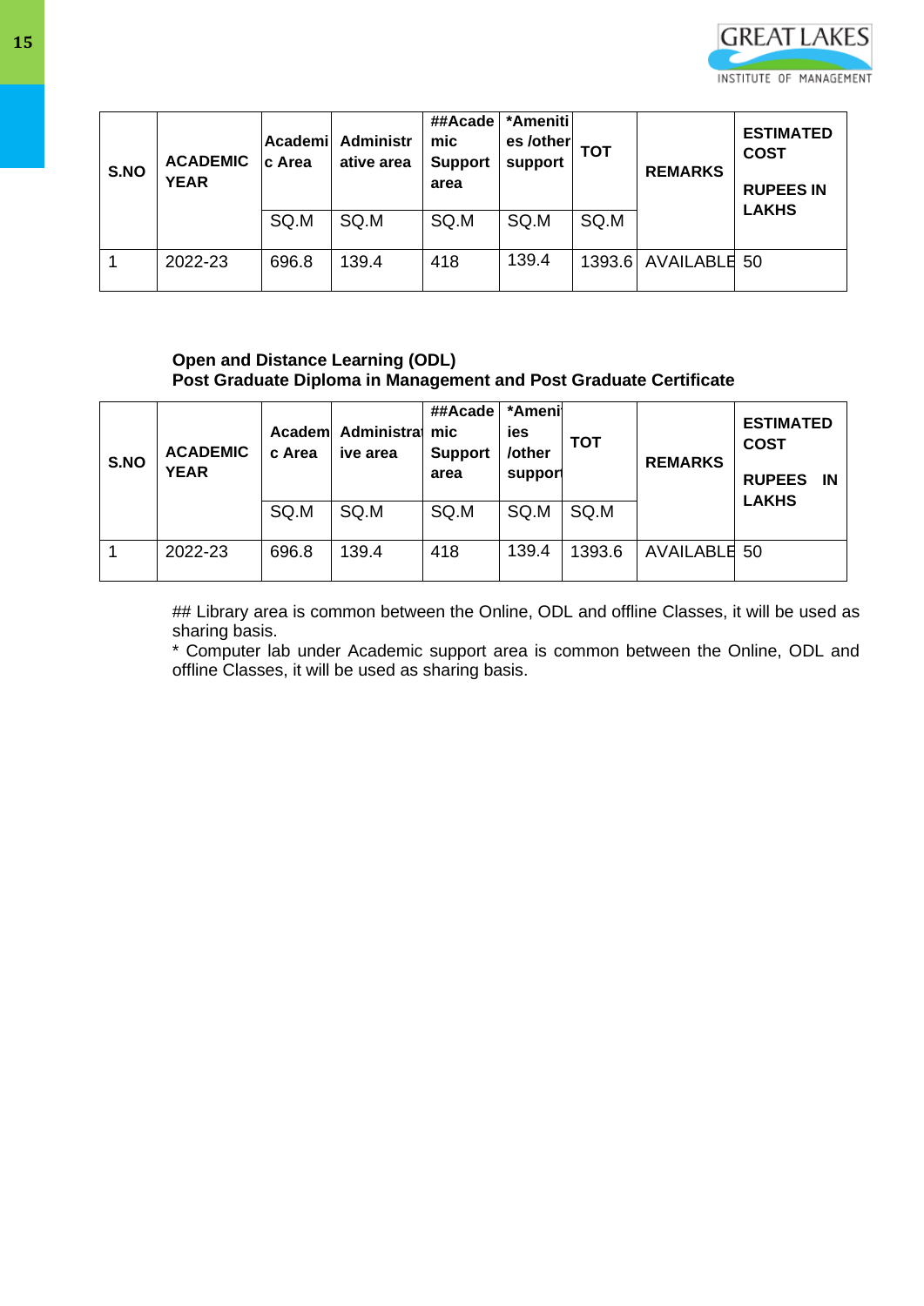| S.NO | ACADEMIC YEAR | Academic Area | Administrative area | ##Academic Support area | *Amenities /other support | TOT | REMARKS | ESTIMATED COST RUPEES IN LAKHS |
|---|---|---|---|---|---|---|---|---|
| | | SQ.M | SQ.M | SQ.M | SQ.M | SQ.M | | |
| 1 | 2022-23 | 696.8 | 139.4 | 418 | 139.4 | 1393.6 | AVAILABLE | 50 |

**Open and Distance Learning (ODL)**
**Post Graduate Diploma in Management and Post Graduate Certificate**

| S.NO | ACADEMIC YEAR | Academic Area | Administrative area | ##Academic Support area | *Amenities /other support | TOT | REMARKS | ESTIMATED COST RUPEES IN LAKHS |
|---|---|---|---|---|---|---|---|---|
| | | SQ.M | SQ.M | SQ.M | SQ.M | SQ.M | | |
| 1 | 2022-23 | 696.8 | 139.4 | 418 | 139.4 | 1393.6 | AVAILABLE | 50 |

## Library area is common between the Online, ODL and offline Classes, it will be used as sharing basis.

* Computer lab under Academic support area is common between the Online, ODL and offline Classes, it will be used as sharing basis.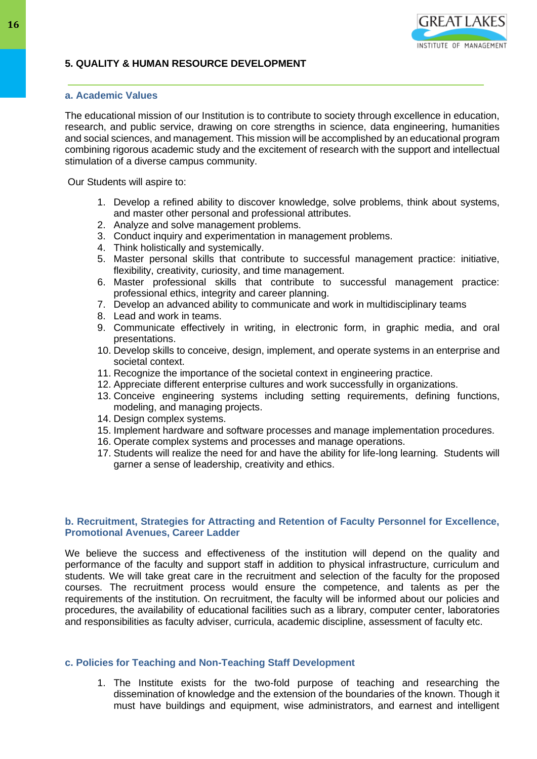## 5. QUALITY & HUMAN RESOURCE DEVELOPMENT

### a. Academic Values

The educational mission of our Institution is to contribute to society through excellence in education, research, and public service, drawing on core strengths in science, data engineering, humanities and social sciences, and management. This mission will be accomplished by an educational program combining rigorous academic study and the excitement of research with the support and intellectual stimulation of a diverse campus community.

Our Students will aspire to:

1. Develop a refined ability to discover knowledge, solve problems, think about systems, and master other personal and professional attributes.
2. Analyze and solve management problems.
3. Conduct inquiry and experimentation in management problems.
4. Think holistically and systemically.
5. Master personal skills that contribute to successful management practice: initiative, flexibility, creativity, curiosity, and time management.
6. Master professional skills that contribute to successful management practice: professional ethics, integrity and career planning.
7. Develop an advanced ability to communicate and work in multidisciplinary teams
8. Lead and work in teams.
9. Communicate effectively in writing, in electronic form, in graphic media, and oral presentations.
10. Develop skills to conceive, design, implement, and operate systems in an enterprise and societal context.
11. Recognize the importance of the societal context in engineering practice.
12. Appreciate different enterprise cultures and work successfully in organizations.
13. Conceive engineering systems including setting requirements, defining functions, modeling, and managing projects.
14. Design complex systems.
15. Implement hardware and software processes and manage implementation procedures.
16. Operate complex systems and processes and manage operations.
17. Students will realize the need for and have the ability for life-long learning. Students will garner a sense of leadership, creativity and ethics.

### b. Recruitment, Strategies for Attracting and Retention of Faculty Personnel for Excellence, Promotional Avenues, Career Ladder

We believe the success and effectiveness of the institution will depend on the quality and performance of the faculty and support staff in addition to physical infrastructure, curriculum and students. We will take great care in the recruitment and selection of the faculty for the proposed courses. The recruitment process would ensure the competence, and talents as per the requirements of the institution. On recruitment, the faculty will be informed about our policies and procedures, the availability of educational facilities such as a library, computer center, laboratories and responsibilities as faculty adviser, curricula, academic discipline, assessment of faculty etc.

### c. Policies for Teaching and Non-Teaching Staff Development

1. The Institute exists for the two-fold purpose of teaching and researching the dissemination of knowledge and the extension of the boundaries of the known. Though it must have buildings and equipment, wise administrators, and earnest and intelligent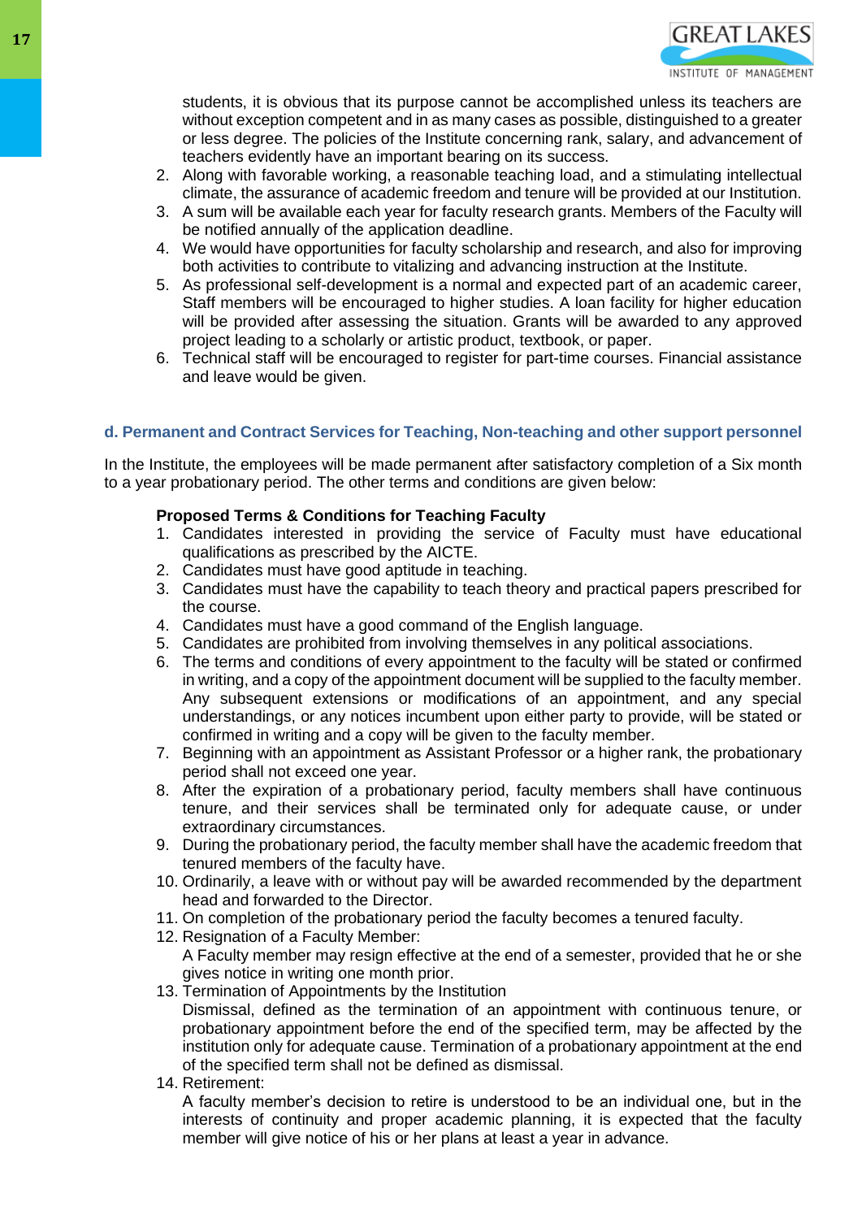students, it is obvious that its purpose cannot be accomplished unless its teachers are without exception competent and in as many cases as possible, distinguished to a greater or less degree. The policies of the Institute concerning rank, salary, and advancement of teachers evidently have an important bearing on its success.

2. Along with favorable working, a reasonable teaching load, and a stimulating intellectual climate, the assurance of academic freedom and tenure will be provided at our Institution.
3. A sum will be available each year for faculty research grants. Members of the Faculty will be notified annually of the application deadline.
4. We would have opportunities for faculty scholarship and research, and also for improving both activities to contribute to vitalizing and advancing instruction at the Institute.
5. As professional self-development is a normal and expected part of an academic career, Staff members will be encouraged to higher studies. A loan facility for higher education will be provided after assessing the situation. Grants will be awarded to any approved project leading to a scholarly or artistic product, textbook, or paper.
6. Technical staff will be encouraged to register for part-time courses. Financial assistance and leave would be given.

### d. Permanent and Contract Services for Teaching, Non-teaching and other support personnel

In the Institute, the employees will be made permanent after satisfactory completion of a Six month to a year probationary period. The other terms and conditions are given below:

**Proposed Terms & Conditions for Teaching Faculty**

1. Candidates interested in providing the service of Faculty must have educational qualifications as prescribed by the AICTE.
2. Candidates must have good aptitude in teaching.
3. Candidates must have the capability to teach theory and practical papers prescribed for the course.
4. Candidates must have a good command of the English language.
5. Candidates are prohibited from involving themselves in any political associations.
6. The terms and conditions of every appointment to the faculty will be stated or confirmed in writing, and a copy of the appointment document will be supplied to the faculty member. Any subsequent extensions or modifications of an appointment, and any special understandings, or any notices incumbent upon either party to provide, will be stated or confirmed in writing and a copy will be given to the faculty member.
7. Beginning with an appointment as Assistant Professor or a higher rank, the probationary period shall not exceed one year.
8. After the expiration of a probationary period, faculty members shall have continuous tenure, and their services shall be terminated only for adequate cause, or under extraordinary circumstances.
9. During the probationary period, the faculty member shall have the academic freedom that tenured members of the faculty have.
10. Ordinarily, a leave with or without pay will be awarded recommended by the department head and forwarded to the Director.
11. On completion of the probationary period the faculty becomes a tenured faculty.
12. Resignation of a Faculty Member:
    A Faculty member may resign effective at the end of a semester, provided that he or she gives notice in writing one month prior.
13. Termination of Appointments by the Institution
    Dismissal, defined as the termination of an appointment with continuous tenure, or probationary appointment before the end of the specified term, may be affected by the institution only for adequate cause. Termination of a probationary appointment at the end of the specified term shall not be defined as dismissal.
14. Retirement:
    A faculty member's decision to retire is understood to be an individual one, but in the interests of continuity and proper academic planning, it is expected that the faculty member will give notice of his or her plans at least a year in advance.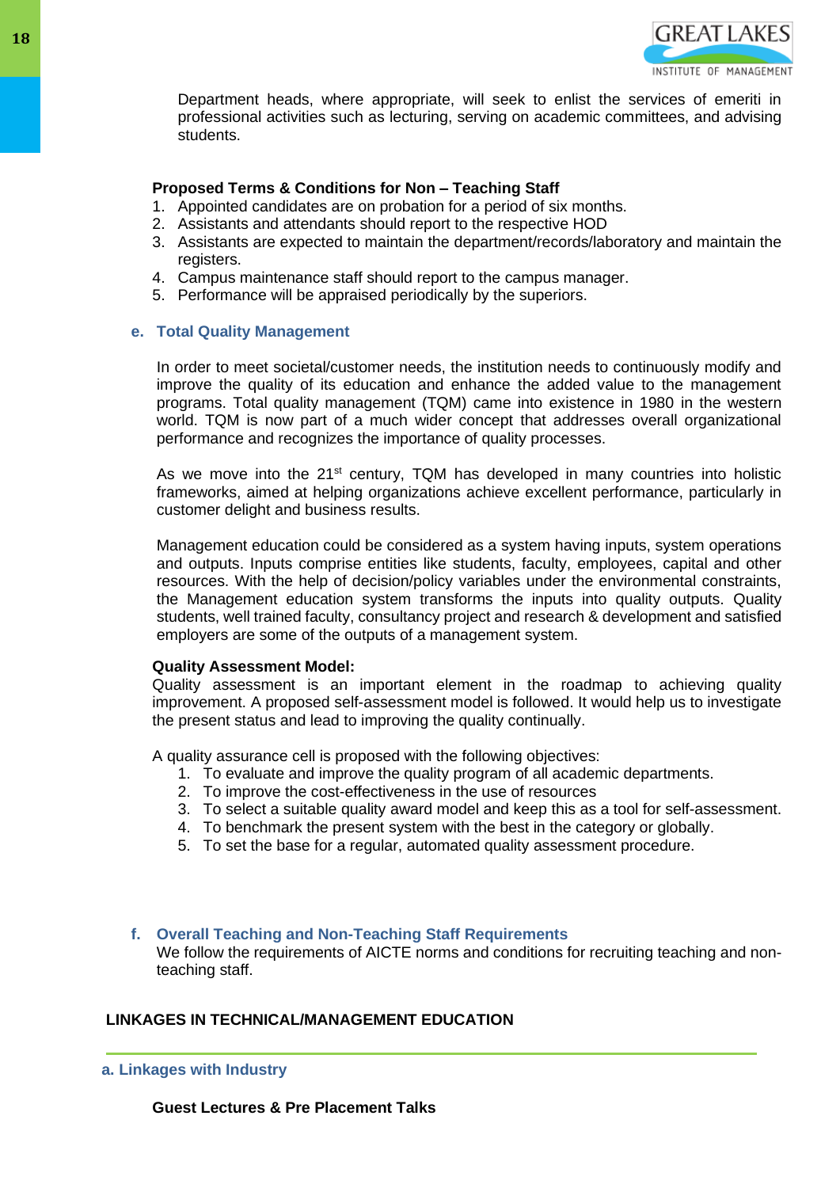Department heads, where appropriate, will seek to enlist the services of emeriti in professional activities such as lecturing, serving on academic committees, and advising students.

**Proposed Terms & Conditions for Non – Teaching Staff**

1. Appointed candidates are on probation for a period of six months.
2. Assistants and attendants should report to the respective HOD
3. Assistants are expected to maintain the department/records/laboratory and maintain the registers.
4. Campus maintenance staff should report to the campus manager.
5. Performance will be appraised periodically by the superiors.

### e. Total Quality Management

In order to meet societal/customer needs, the institution needs to continuously modify and improve the quality of its education and enhance the added value to the management programs. Total quality management (TQM) came into existence in 1980 in the western world. TQM is now part of a much wider concept that addresses overall organizational performance and recognizes the importance of quality processes.

As we move into the 21st century, TQM has developed in many countries into holistic frameworks, aimed at helping organizations achieve excellent performance, particularly in customer delight and business results.

Management education could be considered as a system having inputs, system operations and outputs. Inputs comprise entities like students, faculty, employees, capital and other resources. With the help of decision/policy variables under the environmental constraints, the Management education system transforms the inputs into quality outputs. Quality students, well trained faculty, consultancy project and research & development and satisfied employers are some of the outputs of a management system.

**Quality Assessment Model:**

Quality assessment is an important element in the roadmap to achieving quality improvement. A proposed self-assessment model is followed. It would help us to investigate the present status and lead to improving the quality continually.

A quality assurance cell is proposed with the following objectives:

1. To evaluate and improve the quality program of all academic departments.
2. To improve the cost-effectiveness in the use of resources
3. To select a suitable quality award model and keep this as a tool for self-assessment.
4. To benchmark the present system with the best in the category or globally.
5. To set the base for a regular, automated quality assessment procedure.

### f. Overall Teaching and Non-Teaching Staff Requirements

We follow the requirements of AICTE norms and conditions for recruiting teaching and non-teaching staff.

## LINKAGES IN TECHNICAL/MANAGEMENT EDUCATION

### a. Linkages with Industry

**Guest Lectures & Pre Placement Talks**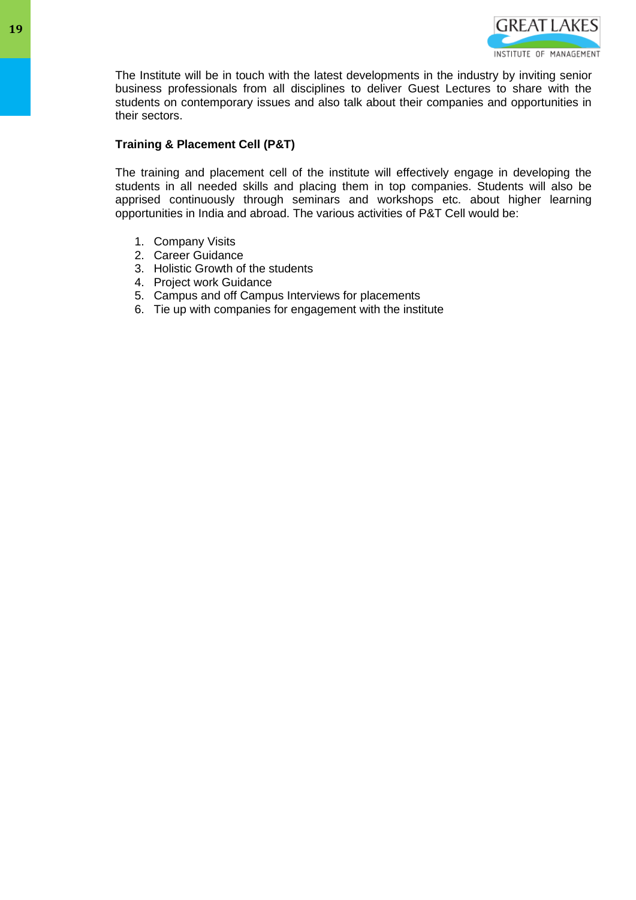The Institute will be in touch with the latest developments in the industry by inviting senior business professionals from all disciplines to deliver Guest Lectures to share with the students on contemporary issues and also talk about their companies and opportunities in their sectors.

**Training & Placement Cell (P&T)**

The training and placement cell of the institute will effectively engage in developing the students in all needed skills and placing them in top companies. Students will also be apprised continuously through seminars and workshops etc. about higher learning opportunities in India and abroad. The various activities of P&T Cell would be:

1. Company Visits
2. Career Guidance
3. Holistic Growth of the students
4. Project work Guidance
5. Campus and off Campus Interviews for placements
6. Tie up with companies for engagement with the institute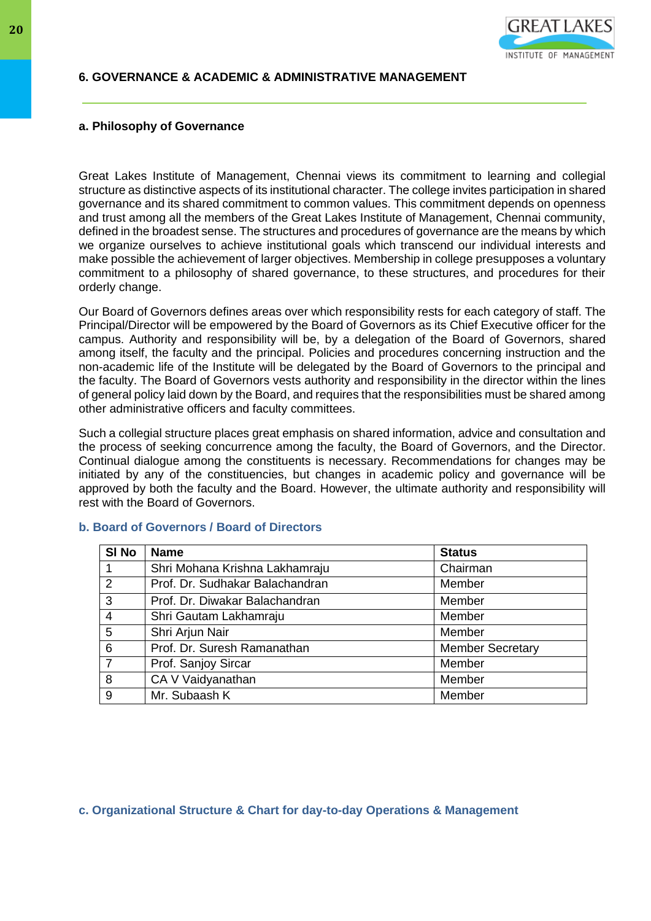## 6. GOVERNANCE & ACADEMIC & ADMINISTRATIVE MANAGEMENT

### a. Philosophy of Governance

Great Lakes Institute of Management, Chennai views its commitment to learning and collegial structure as distinctive aspects of its institutional character. The college invites participation in shared governance and its shared commitment to common values. This commitment depends on openness and trust among all the members of the Great Lakes Institute of Management, Chennai community, defined in the broadest sense. The structures and procedures of governance are the means by which we organize ourselves to achieve institutional goals which transcend our individual interests and make possible the achievement of larger objectives. Membership in college presupposes a voluntary commitment to a philosophy of shared governance, to these structures, and procedures for their orderly change.

Our Board of Governors defines areas over which responsibility rests for each category of staff. The Principal/Director will be empowered by the Board of Governors as its Chief Executive officer for the campus. Authority and responsibility will be, by a delegation of the Board of Governors, shared among itself, the faculty and the principal. Policies and procedures concerning instruction and the non-academic life of the Institute will be delegated by the Board of Governors to the principal and the faculty. The Board of Governors vests authority and responsibility in the director within the lines of general policy laid down by the Board, and requires that the responsibilities must be shared among other administrative officers and faculty committees.

Such a collegial structure places great emphasis on shared information, advice and consultation and the process of seeking concurrence among the faculty, the Board of Governors, and the Director. Continual dialogue among the constituents is necessary. Recommendations for changes may be initiated by any of the constituencies, but changes in academic policy and governance will be approved by both the faculty and the Board. However, the ultimate authority and responsibility will rest with the Board of Governors.

### b. Board of Governors / Board of Directors

| Sl No | Name | Status |
|---|---|---|
| 1 | Shri Mohana Krishna Lakhamraju | Chairman |
| 2 | Prof. Dr. Sudhakar Balachandran | Member |
| 3 | Prof. Dr. Diwakar Balachandran | Member |
| 4 | Shri Gautam Lakhamraju | Member |
| 5 | Shri Arjun Nair | Member |
| 6 | Prof. Dr. Suresh Ramanathan | Member Secretary |
| 7 | Prof. Sanjoy Sircar | Member |
| 8 | CA V Vaidyanathan | Member |
| 9 | Mr. Subaash K | Member |

### c. Organizational Structure & Chart for day-to-day Operations & Management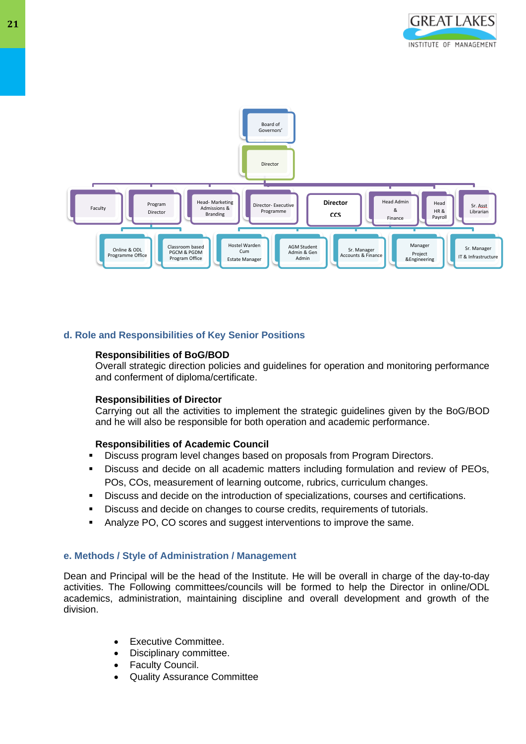Board of Governors'

Director

Faculty | Program Director | Head- Marketing Admissions & Branding | Director- Executive Programme | Director CCS | Head Admin & Finance | Head HR & Payroll | Sr. Asst Librarian

Online & ODL Programme Office | Classroom based PGCM & PGDM Program Office | Hostel Warden Cum Estate Manager | AGM Student Admin & Gen Admin | Sr. Manager Accounts & Finance | Manager Project &Engineering | Sr. Manager IT & Infrastructure

### d. Role and Responsibilities of Key Senior Positions

**Responsibilities of BoG/BOD**

Overall strategic direction policies and guidelines for operation and monitoring performance and conferment of diploma/certificate.

**Responsibilities of Director**

Carrying out all the activities to implement the strategic guidelines given by the BoG/BOD and he will also be responsible for both operation and academic performance.

**Responsibilities of Academic Council**

- Discuss program level changes based on proposals from Program Directors.
- Discuss and decide on all academic matters including formulation and review of PEOs, POs, COs, measurement of learning outcome, rubrics, curriculum changes.
- Discuss and decide on the introduction of specializations, courses and certifications.
- Discuss and decide on changes to course credits, requirements of tutorials.
- Analyze PO, CO scores and suggest interventions to improve the same.

### e. Methods / Style of Administration / Management

Dean and Principal will be the head of the Institute. He will be overall in charge of the day-to-day activities. The Following committees/councils will be formed to help the Director in online/ODL academics, administration, maintaining discipline and overall development and growth of the division.

- Executive Committee.
- Disciplinary committee.
- Faculty Council.
- Quality Assurance Committee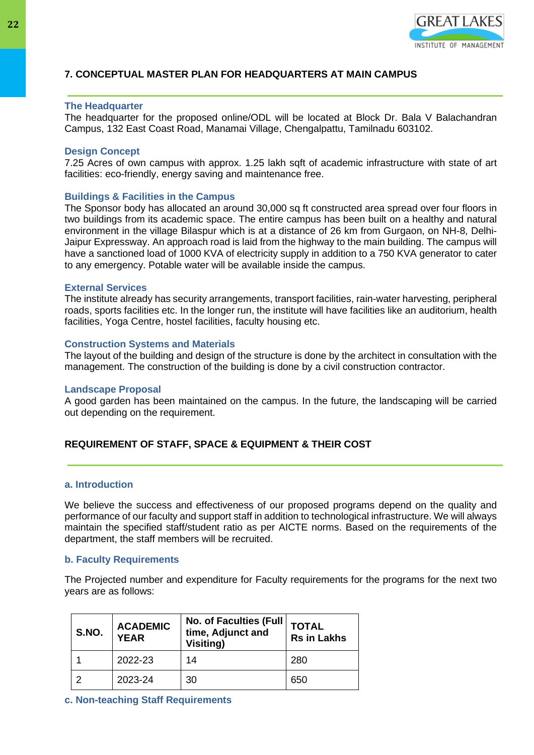## 7. CONCEPTUAL MASTER PLAN FOR HEADQUARTERS AT MAIN CAMPUS

### The Headquarter

The headquarter for the proposed online/ODL will be located at Block Dr. Bala V Balachandran Campus, 132 East Coast Road, Manamai Village, Chengalpattu, Tamilnadu 603102.

### Design Concept

7.25 Acres of own campus with approx. 1.25 lakh sqft of academic infrastructure with state of art facilities: eco-friendly, energy saving and maintenance free.

### Buildings & Facilities in the Campus

The Sponsor body has allocated an around 30,000 sq ft constructed area spread over four floors in two buildings from its academic space. The entire campus has been built on a healthy and natural environment in the village Bilaspur which is at a distance of 26 km from Gurgaon, on NH-8, Delhi-Jaipur Expressway. An approach road is laid from the highway to the main building. The campus will have a sanctioned load of 1000 KVA of electricity supply in addition to a 750 KVA generator to cater to any emergency. Potable water will be available inside the campus.

### External Services

The institute already has security arrangements, transport facilities, rain-water harvesting, peripheral roads, sports facilities etc. In the longer run, the institute will have facilities like an auditorium, health facilities, Yoga Centre, hostel facilities, faculty housing etc.

### Construction Systems and Materials

The layout of the building and design of the structure is done by the architect in consultation with the management. The construction of the building is done by a civil construction contractor.

### Landscape Proposal

A good garden has been maintained on the campus. In the future, the landscaping will be carried out depending on the requirement.

## REQUIREMENT OF STAFF, SPACE & EQUIPMENT & THEIR COST

### a. Introduction

We believe the success and effectiveness of our proposed programs depend on the quality and performance of our faculty and support staff in addition to technological infrastructure. We will always maintain the specified staff/student ratio as per AICTE norms. Based on the requirements of the department, the staff members will be recruited.

### b. Faculty Requirements

The Projected number and expenditure for Faculty requirements for the programs for the next two years are as follows:

| S.NO. | ACADEMIC YEAR | No. of Faculties (Full time, Adjunct and Visiting) | TOTAL Rs in Lakhs |
|---|---|---|---|
| 1 | 2022-23 | 14 | 280 |
| 2 | 2023-24 | 30 | 650 |

### c. Non-teaching Staff Requirements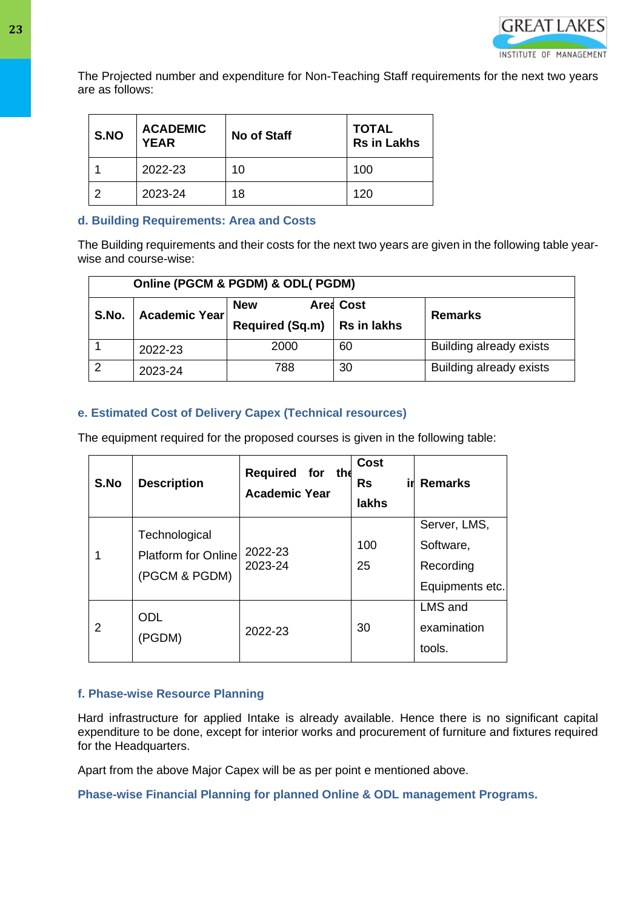The Projected number and expenditure for Non-Teaching Staff requirements for the next two years are as follows:

| S.NO | ACADEMIC YEAR | No of Staff | TOTAL Rs in Lakhs |
|---|---|---|---|
| 1 | 2022-23 | 10 | 100 |
| 2 | 2023-24 | 18 | 120 |

### d. Building Requirements: Area and Costs

The Building requirements and their costs for the next two years are given in the following table year-wise and course-wise:

| Online (PGCM & PGDM) & ODL( PGDM) | | | | |
|---|---|---|---|---|
| S.No. | Academic Year | New Area Required (Sq.m) | Cost Rs in lakhs | Remarks |
| 1 | 2022-23 | 2000 | 60 | Building already exists |
| 2 | 2023-24 | 788 | 30 | Building already exists |

### e. Estimated Cost of Delivery Capex (Technical resources)

The equipment required for the proposed courses is given in the following table:

| S.No | Description | Required for the Academic Year | Cost Rs in lakhs | Remarks |
|---|---|---|---|---|
| 1 | Technological Platform for Online (PGCM & PGDM) | 2022-23<br>2023-24 | 100<br>25 | Server, LMS, Software, Recording Equipments etc. |
| 2 | ODL (PGDM) | 2022-23 | 30 | LMS and examination tools. |

### f. Phase-wise Resource Planning

Hard infrastructure for applied Intake is already available. Hence there is no significant capital expenditure to be done, except for interior works and procurement of furniture and fixtures required for the Headquarters.

Apart from the above Major Capex will be as per point e mentioned above.

**Phase-wise Financial Planning for planned Online & ODL management Programs.**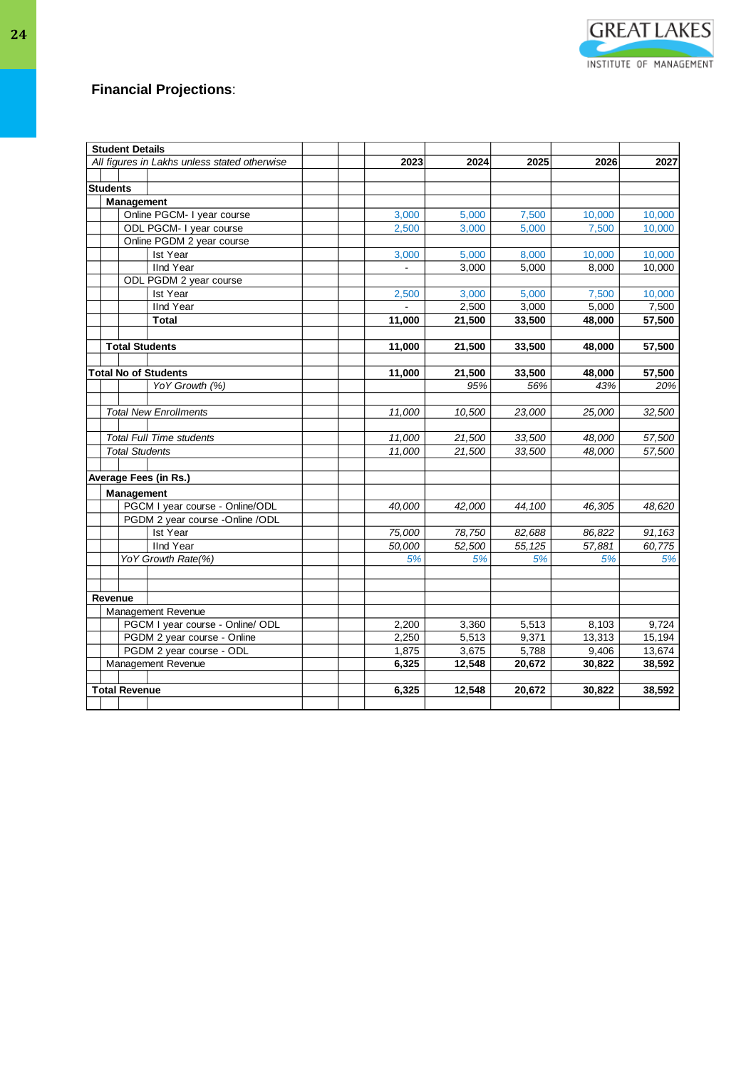## Financial Projections:

| Student Details | 2023 | 2024 | 2025 | 2026 | 2027 |
|---|---|---|---|---|---|
| *All figures in Lakhs unless stated otherwise* | | | | | |
| **Students** | | | | | |
| **Management** | | | | | |
| Online PGCM- I year course | 3,000 | 5,000 | 7,500 | 10,000 | 10,000 |
| ODL PGCM- I year course | 2,500 | 3,000 | 5,000 | 7,500 | 10,000 |
| Online PGDM 2 year course | | | | | |
| Ist Year | 3,000 | 5,000 | 8,000 | 10,000 | 10,000 |
| IInd Year | - | 3,000 | 5,000 | 8,000 | 10,000 |
| ODL PGDM 2 year course | | | | | |
| Ist Year | 2,500 | 3,000 | 5,000 | 7,500 | 10,000 |
| IInd Year | - | 2,500 | 3,000 | 5,000 | 7,500 |
| **Total** | **11,000** | **21,500** | **33,500** | **48,000** | **57,500** |
| **Total Students** | **11,000** | **21,500** | **33,500** | **48,000** | **57,500** |
| **Total No of Students** | **11,000** | **21,500** | **33,500** | **48,000** | **57,500** |
| *YoY Growth (%)* | | *95%* | *56%* | *43%* | *20%* |
| *Total New Enrollments* | *11,000* | *10,500* | *23,000* | *25,000* | *32,500* |
| *Total Full Time students* | *11,000* | *21,500* | *33,500* | *48,000* | *57,500* |
| *Total Students* | *11,000* | *21,500* | *33,500* | *48,000* | *57,500* |
| **Average Fees (in Rs.)** | | | | | |
| **Management** | | | | | |
| PGCM I year course - Online/ODL | *40,000* | *42,000* | *44,100* | *46,305* | *48,620* |
| PGDM 2 year course -Online /ODL | | | | | |
| Ist Year | *75,000* | *78,750* | *82,688* | *86,822* | *91,163* |
| IInd Year | *50,000* | *52,500* | *55,125* | *57,881* | *60,775* |
| *YoY Growth Rate(%)* | *5%* | *5%* | *5%* | *5%* | *5%* |
| **Revenue** | | | | | |
| Management Revenue | | | | | |
| PGCM I year course - Online/ ODL | 2,200 | 3,360 | 5,513 | 8,103 | 9,724 |
| PGDM 2 year course - Online | 2,250 | 5,513 | 9,371 | 13,313 | 15,194 |
| PGDM 2 year course - ODL | 1,875 | 3,675 | 5,788 | 9,406 | 13,674 |
| Management Revenue | **6,325** | **12,548** | **20,672** | **30,822** | **38,592** |
| **Total Revenue** | **6,325** | **12,548** | **20,672** | **30,822** | **38,592** |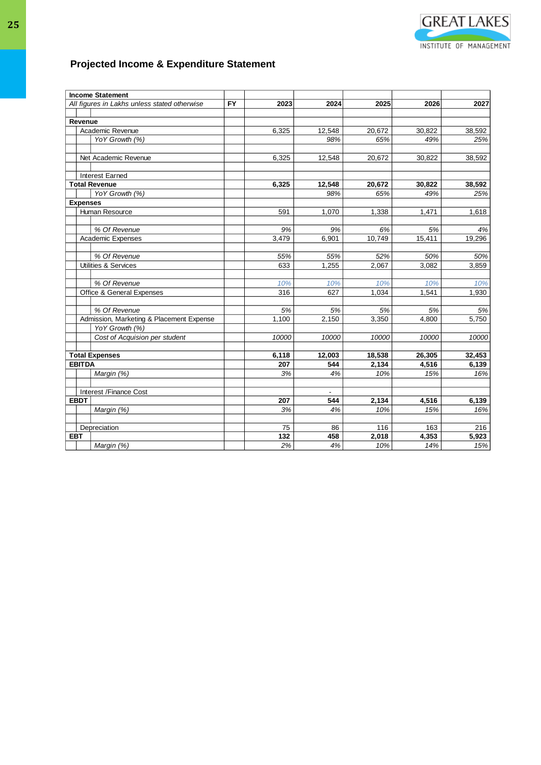## Projected Income & Expenditure Statement

| Income Statement | | | | | | |
|---|---|---|---|---|---|---|
| *All figures in Lakhs unless stated otherwise* | FY | 2023 | 2024 | 2025 | 2026 | 2027 |
| | | | | | | |
| **Revenue** | | | | | | |
| Academic Revenue | | 6,325 | 12,548 | 20,672 | 30,822 | 38,592 |
| *YoY Growth (%)* | | | *98%* | *65%* | *49%* | *25%* |
| | | | | | | |
| Net Academic Revenue | | 6,325 | 12,548 | 20,672 | 30,822 | 38,592 |
| | | | | | | |
| Interest Earned | | | | | | |
| **Total Revenue** | | **6,325** | **12,548** | **20,672** | **30,822** | **38,592** |
| *YoY Growth (%)* | | | *98%* | *65%* | *49%* | *25%* |
| **Expenses** | | | | | | |
| Human Resource | | 591 | 1,070 | 1,338 | 1,471 | 1,618 |
| | | | | | | |
| *% Of Revenue* | | *9%* | *9%* | *6%* | *5%* | *4%* |
| Academic Expenses | | 3,479 | 6,901 | 10,749 | 15,411 | 19,296 |
| | | | | | | |
| *% Of Revenue* | | *55%* | *55%* | *52%* | *50%* | *50%* |
| Utilities & Services | | 633 | 1,255 | 2,067 | 3,082 | 3,859 |
| | | | | | | |
| *% Of Revenue* | | *10%* | *10%* | *10%* | *10%* | *10%* |
| Office & General Expenses | | 316 | 627 | 1,034 | 1,541 | 1,930 |
| | | | | | | |
| *% Of Revenue* | | *5%* | *5%* | *5%* | *5%* | *5%* |
| Admission, Marketing & Placement Expense | | 1,100 | 2,150 | 3,350 | 4,800 | 5,750 |
| *YoY Growth (%)* | | | | | | |
| *Cost of Acquision per student* | | *10000* | *10000* | *10000* | *10000* | *10000* |
| | | | | | | |
| **Total Expenses** | | **6,118** | **12,003** | **18,538** | **26,305** | **32,453** |
| **EBITDA** | | **207** | **544** | **2,134** | **4,516** | **6,139** |
| *Margin (%)* | | *3%* | *4%* | *10%* | *15%* | *16%* |
| | | | | | | |
| Interest /Finance Cost | | | - | | | |
| **EBDT** | | **207** | **544** | **2,134** | **4,516** | **6,139** |
| *Margin (%)* | | *3%* | *4%* | *10%* | *15%* | *16%* |
| | | | | | | |
| Depreciation | | 75 | 86 | 116 | 163 | 216 |
| **EBT** | | **132** | **458** | **2,018** | **4,353** | **5,923** |
| *Margin (%)* | | *2%* | *4%* | *10%* | *14%* | *15%* |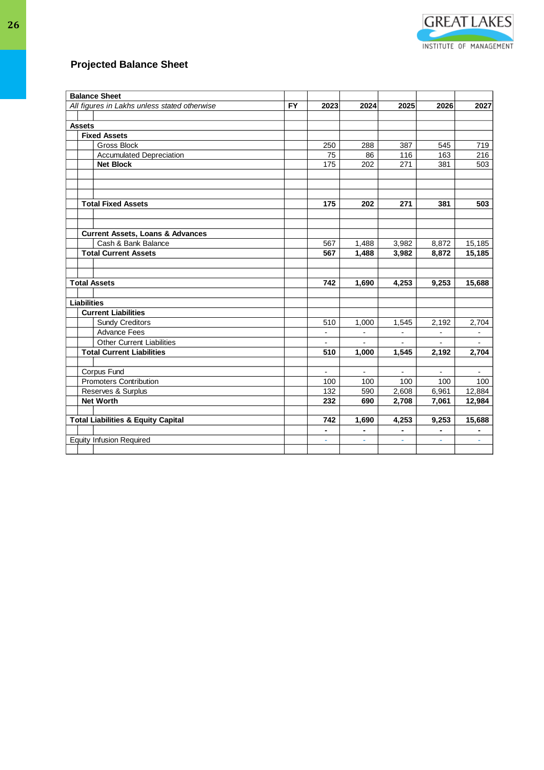## Projected Balance Sheet

| Balance Sheet | | | | | | |
|---|---|---|---|---|---|---|
| *All figures in Lakhs unless stated otherwise* | FY | 2023 | 2024 | 2025 | 2026 | 2027 |
| | | | | | | |
| **Assets** | | | | | | |
| **Fixed Assets** | | | | | | |
| Gross Block | | 250 | 288 | 387 | 545 | 719 |
| Accumulated Depreciation | | 75 | 86 | 116 | 163 | 216 |
| **Net Block** | | 175 | 202 | 271 | 381 | 503 |
| | | | | | | |
| **Total Fixed Assets** | | **175** | **202** | **271** | **381** | **503** |
| | | | | | | |
| **Current Assets, Loans & Advances** | | | | | | |
| Cash & Bank Balance | | 567 | 1,488 | 3,982 | 8,872 | 15,185 |
| **Total Current Assets** | | **567** | **1,488** | **3,982** | **8,872** | **15,185** |
| | | | | | | |
| **Total Assets** | | **742** | **1,690** | **4,253** | **9,253** | **15,688** |
| | | | | | | |
| **Liabilities** | | | | | | |
| **Current Liabilities** | | | | | | |
| Sundy Creditors | | 510 | 1,000 | 1,545 | 2,192 | 2,704 |
| Advance Fees | | - | - | - | - | - |
| Other Current Liabilities | | - | - | - | - | - |
| **Total Current Liabilities** | | **510** | **1,000** | **1,545** | **2,192** | **2,704** |
| | | | | | | |
| Corpus Fund | | - | - | - | - | - |
| Promoters Contribution | | 100 | 100 | 100 | 100 | 100 |
| Reserves & Surplus | | 132 | 590 | 2,608 | 6,961 | 12,884 |
| **Net Worth** | | **232** | **690** | **2,708** | **7,061** | **12,984** |
| | | | | | | |
| **Total Liabilities & Equity Capital** | | **742** | **1,690** | **4,253** | **9,253** | **15,688** |
| | | **-** | **-** | **-** | **-** | **-** |
| Equity Infusion Required | | - | - | - | - | - |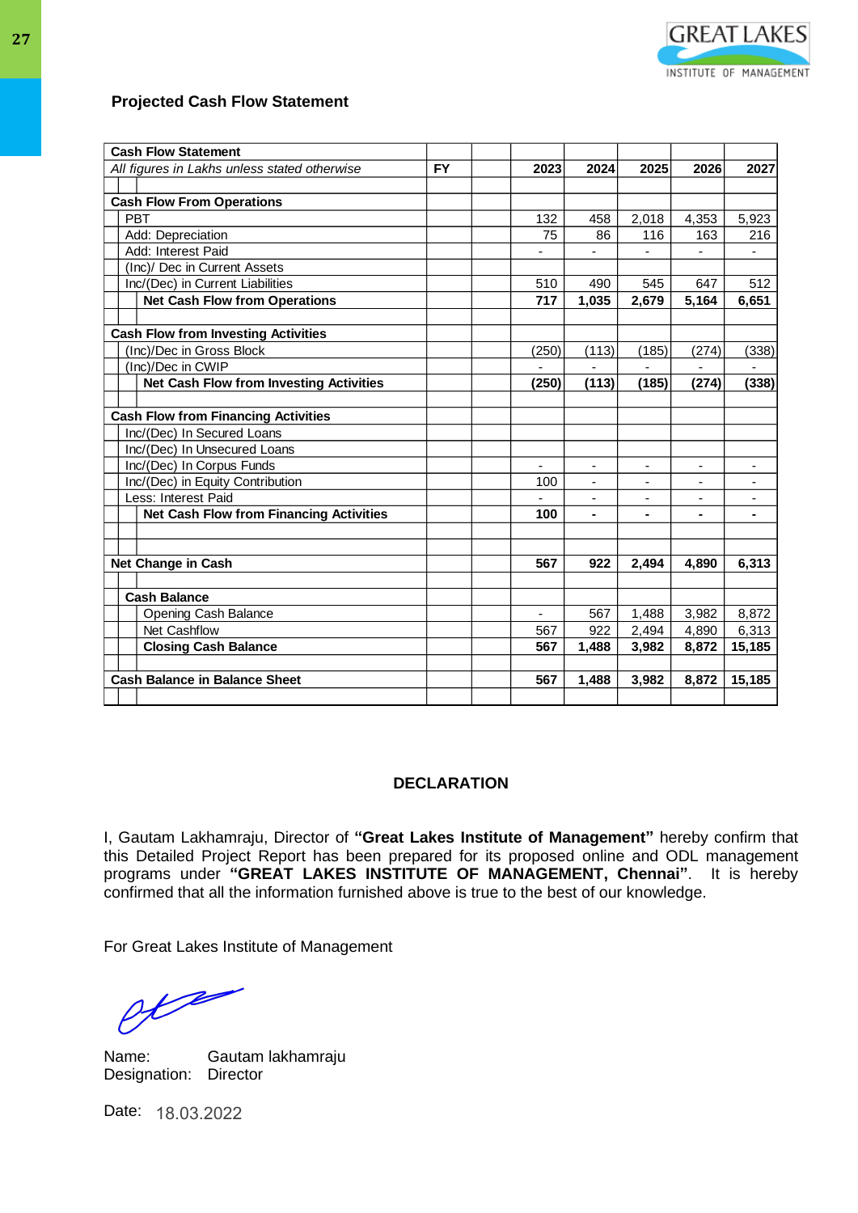## Projected Cash Flow Statement

| Cash Flow Statement | | | | | | | |
|---|---|---|---|---|---|---|---|
| *All figures in Lakhs unless stated otherwise* | FY | | 2023 | 2024 | 2025 | 2026 | 2027 |
| | | | | | | | |
| **Cash Flow From Operations** | | | | | | | |
| PBT | | | 132 | 458 | 2,018 | 4,353 | 5,923 |
| Add: Depreciation | | | 75 | 86 | 116 | 163 | 216 |
| Add: Interest Paid | | | - | - | - | - | - |
| (Inc)/ Dec in Current Assets | | | | | | | |
| Inc/(Dec) in Current Liabilities | | | 510 | 490 | 545 | 647 | 512 |
| **Net Cash Flow from Operations** | | | **717** | **1,035** | **2,679** | **5,164** | **6,651** |
| | | | | | | | |
| **Cash Flow from Investing Activities** | | | | | | | |
| (Inc)/Dec in Gross Block | | | (250) | (113) | (185) | (274) | (338) |
| (Inc)/Dec in CWIP | | | - | - | - | - | - |
| **Net Cash Flow from Investing Activities** | | | **(250)** | **(113)** | **(185)** | **(274)** | **(338)** |
| | | | | | | | |
| **Cash Flow from Financing Activities** | | | | | | | |
| Inc/(Dec) In Secured Loans | | | | | | | |
| Inc/(Dec) In Unsecured Loans | | | | | | | |
| Inc/(Dec) In Corpus Funds | | | - | - | - | - | - |
| Inc/(Dec) in Equity Contribution | | | 100 | - | - | - | - |
| Less: Interest Paid | | | - | - | - | - | - |
| **Net Cash Flow from Financing Activities** | | | **100** | **-** | **-** | **-** | **-** |
| | | | | | | | |
| **Net Change in Cash** | | | **567** | **922** | **2,494** | **4,890** | **6,313** |
| | | | | | | | |
| **Cash Balance** | | | | | | | |
| **Opening Cash Balance** | | | - | 567 | 1,488 | 3,982 | 8,872 |
| Net Cashflow | | | 567 | 922 | 2,494 | 4,890 | 6,313 |
| **Closing Cash Balance** | | | **567** | **1,488** | **3,982** | **8,872** | **15,185** |
| | | | | | | | |
| **Cash Balance in Balance Sheet** | | | **567** | **1,488** | **3,982** | **8,872** | **15,185** |

## DECLARATION

I, Gautam Lakhamraju, Director of **"Great Lakes Institute of Management"** hereby confirm that this Detailed Project Report has been prepared for its proposed online and ODL management programs under **"GREAT LAKES INSTITUTE OF MANAGEMENT, Chennai"**. It is hereby confirmed that all the information furnished above is true to the best of our knowledge.

For Great Lakes Institute of Management

Name: Gautam lakhamraju
Designation: Director

Date: 18.03.2022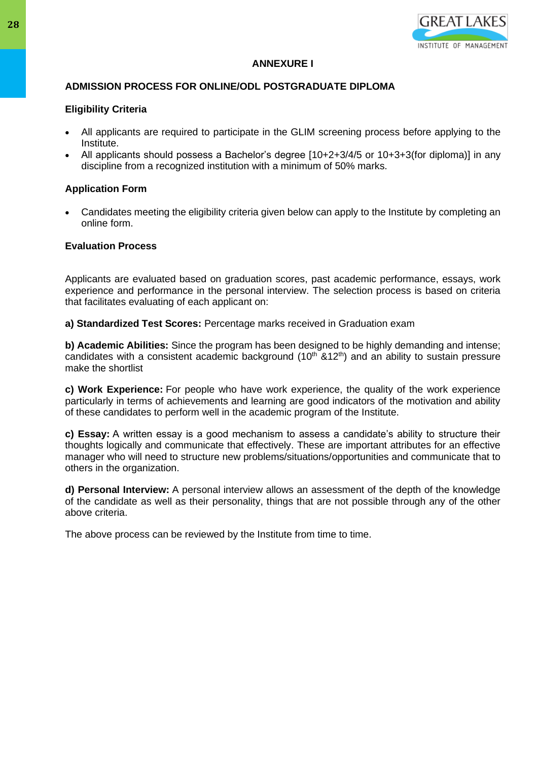# ANNEXURE I

## ADMISSION PROCESS FOR ONLINE/ODL POSTGRADUATE DIPLOMA

### Eligibility Criteria

- All applicants are required to participate in the GLIM screening process before applying to the Institute.
- All applicants should possess a Bachelor's degree [10+2+3/4/5 or 10+3+3(for diploma)] in any discipline from a recognized institution with a minimum of 50% marks.

### Application Form

- Candidates meeting the eligibility criteria given below can apply to the Institute by completing an online form.

### Evaluation Process

Applicants are evaluated based on graduation scores, past academic performance, essays, work experience and performance in the personal interview. The selection process is based on criteria that facilitates evaluating of each applicant on:

**a) Standardized Test Scores:** Percentage marks received in Graduation exam

**b) Academic Abilities:** Since the program has been designed to be highly demanding and intense; candidates with a consistent academic background (10th &12th) and an ability to sustain pressure make the shortlist

**c) Work Experience:** For people who have work experience, the quality of the work experience particularly in terms of achievements and learning are good indicators of the motivation and ability of these candidates to perform well in the academic program of the Institute.

**c) Essay:** A written essay is a good mechanism to assess a candidate's ability to structure their thoughts logically and communicate that effectively. These are important attributes for an effective manager who will need to structure new problems/situations/opportunities and communicate that to others in the organization.

**d) Personal Interview:** A personal interview allows an assessment of the depth of the knowledge of the candidate as well as their personality, things that are not possible through any of the other above criteria.

The above process can be reviewed by the Institute from time to time.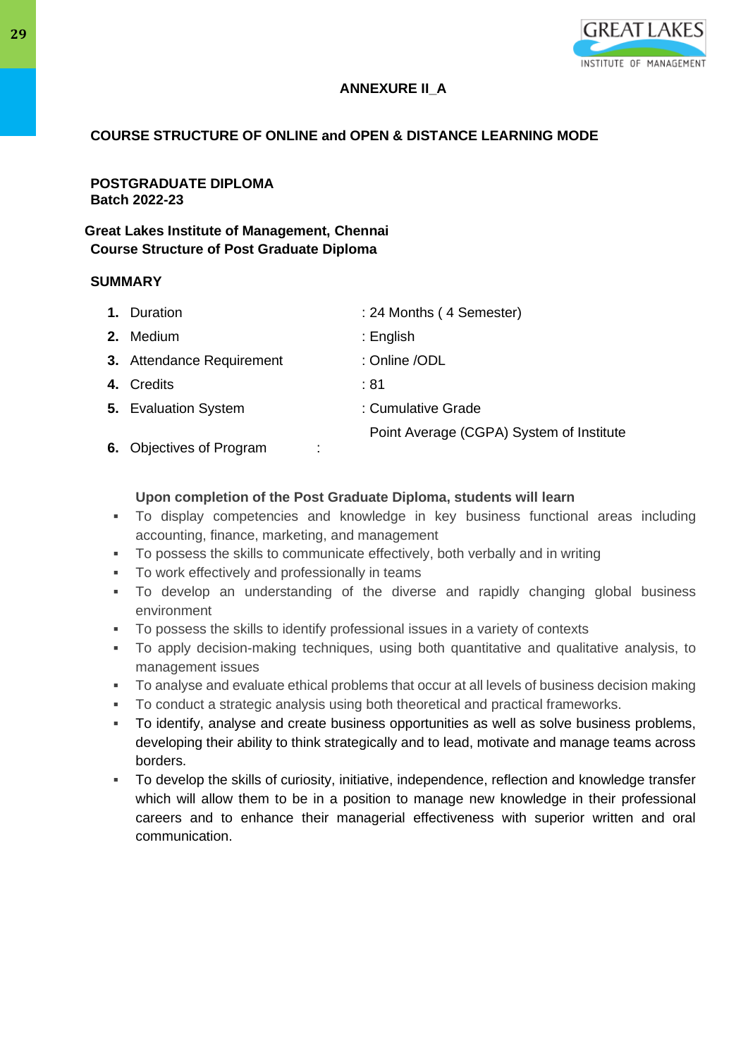**ANNEXURE II_A**

**COURSE STRUCTURE OF ONLINE and OPEN & DISTANCE LEARNING MODE**

**POSTGRADUATE DIPLOMA**
**Batch 2022-23**

**Great Lakes Institute of Management, Chennai**
**Course Structure of Post Graduate Diploma**

**SUMMARY**

1. Duration : 24 Months ( 4 Semester)
2. Medium : English
3. Attendance Requirement : Online /ODL
4. Credits : 81
5. Evaluation System : Cumulative Grade Point Average (CGPA) System of Institute
6. Objectives of Program :

**Upon completion of the Post Graduate Diploma, students will learn**

- To display competencies and knowledge in key business functional areas including accounting, finance, marketing, and management
- To possess the skills to communicate effectively, both verbally and in writing
- To work effectively and professionally in teams
- To develop an understanding of the diverse and rapidly changing global business environment
- To possess the skills to identify professional issues in a variety of contexts
- To apply decision-making techniques, using both quantitative and qualitative analysis, to management issues
- To analyse and evaluate ethical problems that occur at all levels of business decision making
- To conduct a strategic analysis using both theoretical and practical frameworks.
- To identify, analyse and create business opportunities as well as solve business problems, developing their ability to think strategically and to lead, motivate and manage teams across borders.
- To develop the skills of curiosity, initiative, independence, reflection and knowledge transfer which will allow them to be in a position to manage new knowledge in their professional careers and to enhance their managerial effectiveness with superior written and oral communication.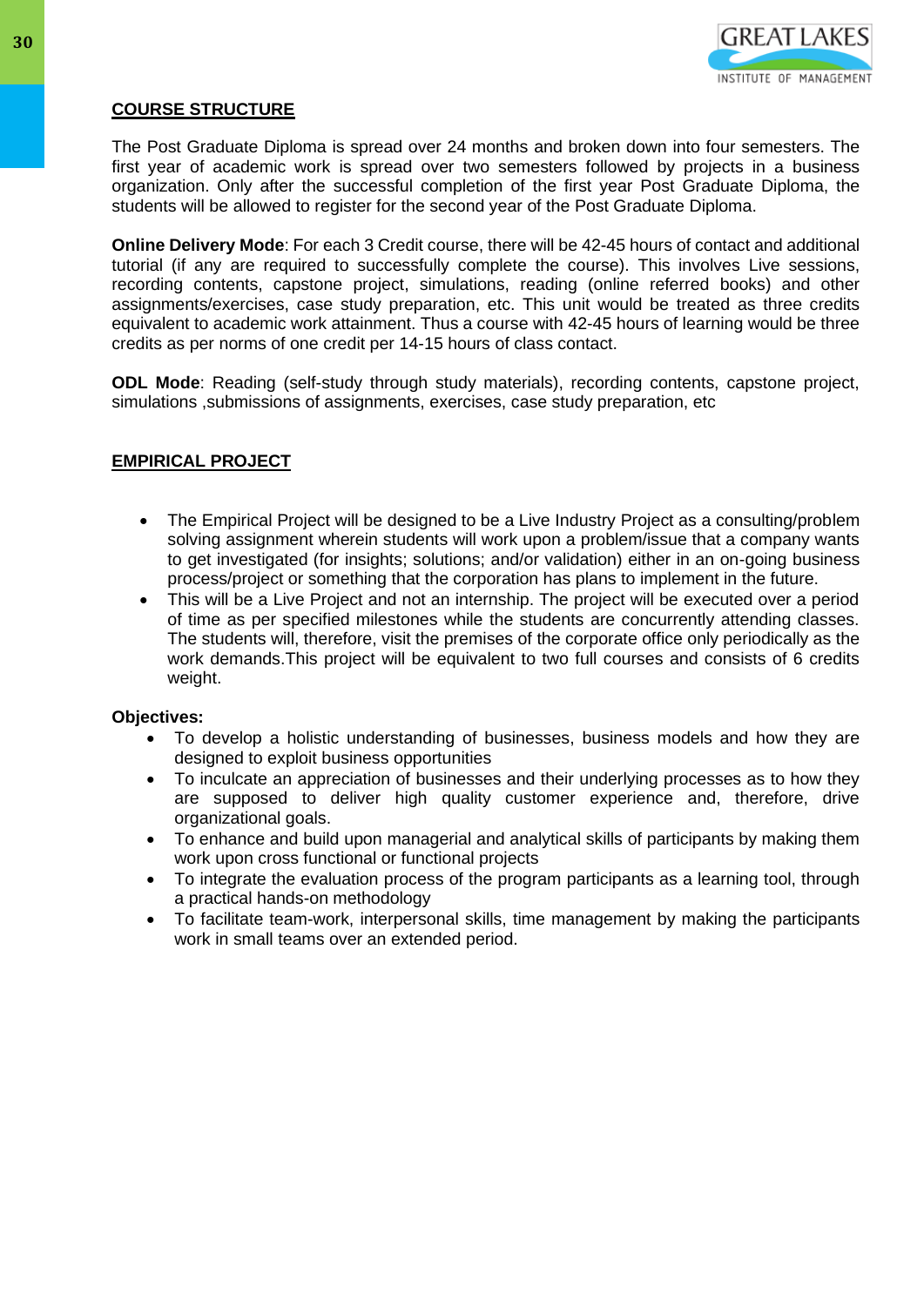## COURSE STRUCTURE

The Post Graduate Diploma is spread over 24 months and broken down into four semesters. The first year of academic work is spread over two semesters followed by projects in a business organization. Only after the successful completion of the first year Post Graduate Diploma, the students will be allowed to register for the second year of the Post Graduate Diploma.

**Online Delivery Mode**: For each 3 Credit course, there will be 42-45 hours of contact and additional tutorial (if any are required to successfully complete the course). This involves Live sessions, recording contents, capstone project, simulations, reading (online referred books) and other assignments/exercises, case study preparation, etc. This unit would be treated as three credits equivalent to academic work attainment. Thus a course with 42-45 hours of learning would be three credits as per norms of one credit per 14-15 hours of class contact.

**ODL Mode**: Reading (self-study through study materials), recording contents, capstone project, simulations ,submissions of assignments, exercises, case study preparation, etc

## EMPIRICAL PROJECT

- The Empirical Project will be designed to be a Live Industry Project as a consulting/problem solving assignment wherein students will work upon a problem/issue that a company wants to get investigated (for insights; solutions; and/or validation) either in an on-going business process/project or something that the corporation has plans to implement in the future.
- This will be a Live Project and not an internship. The project will be executed over a period of time as per specified milestones while the students are concurrently attending classes. The students will, therefore, visit the premises of the corporate office only periodically as the work demands.This project will be equivalent to two full courses and consists of 6 credits weight.

**Objectives:**

- To develop a holistic understanding of businesses, business models and how they are designed to exploit business opportunities
- To inculcate an appreciation of businesses and their underlying processes as to how they are supposed to deliver high quality customer experience and, therefore, drive organizational goals.
- To enhance and build upon managerial and analytical skills of participants by making them work upon cross functional or functional projects
- To integrate the evaluation process of the program participants as a learning tool, through a practical hands-on methodology
- To facilitate team-work, interpersonal skills, time management by making the participants work in small teams over an extended period.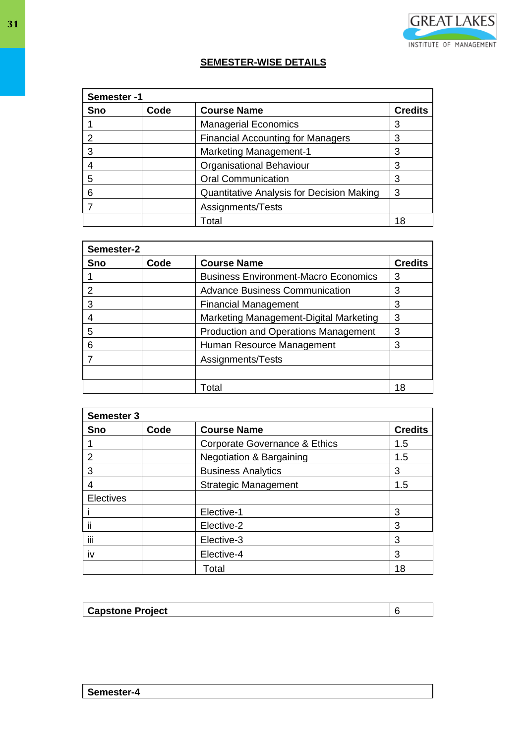## SEMESTER-WISE DETAILS

| Semester -1 | | | |
|---|---|---|---|
| **Sno** | **Code** | **Course Name** | **Credits** |
| 1 | | Managerial Economics | 3 |
| 2 | | Financial Accounting for Managers | 3 |
| 3 | | Marketing Management-1 | 3 |
| 4 | | Organisational Behaviour | 3 |
| 5 | | Oral Communication | 3 |
| 6 | | Quantitative Analysis for Decision Making | 3 |
| 7 | | Assignments/Tests | |
| | | Total | 18 |

| Semester-2 | | | |
|---|---|---|---|
| **Sno** | **Code** | **Course Name** | **Credits** |
| 1 | | Business Environment-Macro Economics | 3 |
| 2 | | Advance Business Communication | 3 |
| 3 | | Financial Management | 3 |
| 4 | | Marketing Management-Digital Marketing | 3 |
| 5 | | Production and Operations Management | 3 |
| 6 | | Human Resource Management | 3 |
| 7 | | Assignments/Tests | |
| | | | |
| | | Total | 18 |

| Semester 3 | | | |
|---|---|---|---|
| **Sno** | **Code** | **Course Name** | **Credits** |
| 1 | | Corporate Governance & Ethics | 1.5 |
| 2 | | Negotiation & Bargaining | 1.5 |
| 3 | | Business Analytics | 3 |
| 4 | | Strategic Management | 1.5 |
| Electives | | | |
| i | | Elective-1 | 3 |
| ii | | Elective-2 | 3 |
| iii | | Elective-3 | 3 |
| iv | | Elective-4 | 3 |
| | | Total | 18 |

| **Capstone Project** | 6 |
|---|---|

| **Semester-4** |
|---|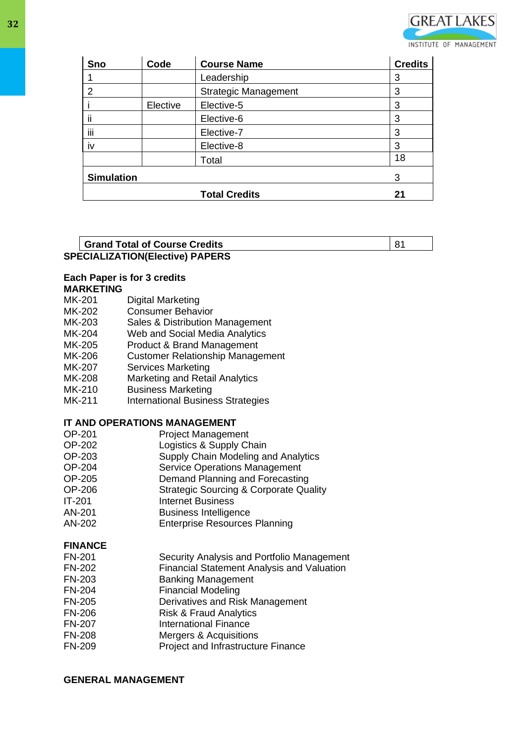| Sno | Code | Course Name | Credits |
|---|---|---|---|
| 1 | | Leadership | 3 |
| 2 | | Strategic Management | 3 |
| i | Elective | Elective-5 | 3 |
| ii | | Elective-6 | 3 |
| iii | | Elective-7 | 3 |
| iv | | Elective-8 | 3 |
| | | Total | 18 |
| **Simulation** | | | 3 |
| | | **Total Credits** | **21** |

| **Grand Total of Course Credits** | 81 |
|---|---|

**SPECIALIZATION(Elective) PAPERS**

**Each Paper is for 3 credits**

**MARKETING**

| | |
|---|---|
| MK-201 | Digital Marketing |
| MK-202 | Consumer Behavior |
| MK-203 | Sales & Distribution Management |
| MK-204 | Web and Social Media Analytics |
| MK-205 | Product & Brand Management |
| MK-206 | Customer Relationship Management |
| MK-207 | Services Marketing |
| MK-208 | Marketing and Retail Analytics |
| MK-210 | Business Marketing |
| MK-211 | International Business Strategies |

**IT AND OPERATIONS MANAGEMENT**

| | |
|---|---|
| OP-201 | Project Management |
| OP-202 | Logistics & Supply Chain |
| OP-203 | Supply Chain Modeling and Analytics |
| OP-204 | Service Operations Management |
| OP-205 | Demand Planning and Forecasting |
| OP-206 | Strategic Sourcing & Corporate Quality |
| IT-201 | Internet Business |
| AN-201 | Business Intelligence |
| AN-202 | Enterprise Resources Planning |

**FINANCE**

| | |
|---|---|
| FN-201 | Security Analysis and Portfolio Management |
| FN-202 | Financial Statement Analysis and Valuation |
| FN-203 | Banking Management |
| FN-204 | Financial Modeling |
| FN-205 | Derivatives and Risk Management |
| FN-206 | Risk & Fraud Analytics |
| FN-207 | International Finance |
| FN-208 | Mergers & Acquisitions |
| FN-209 | Project and Infrastructure Finance |

**GENERAL MANAGEMENT**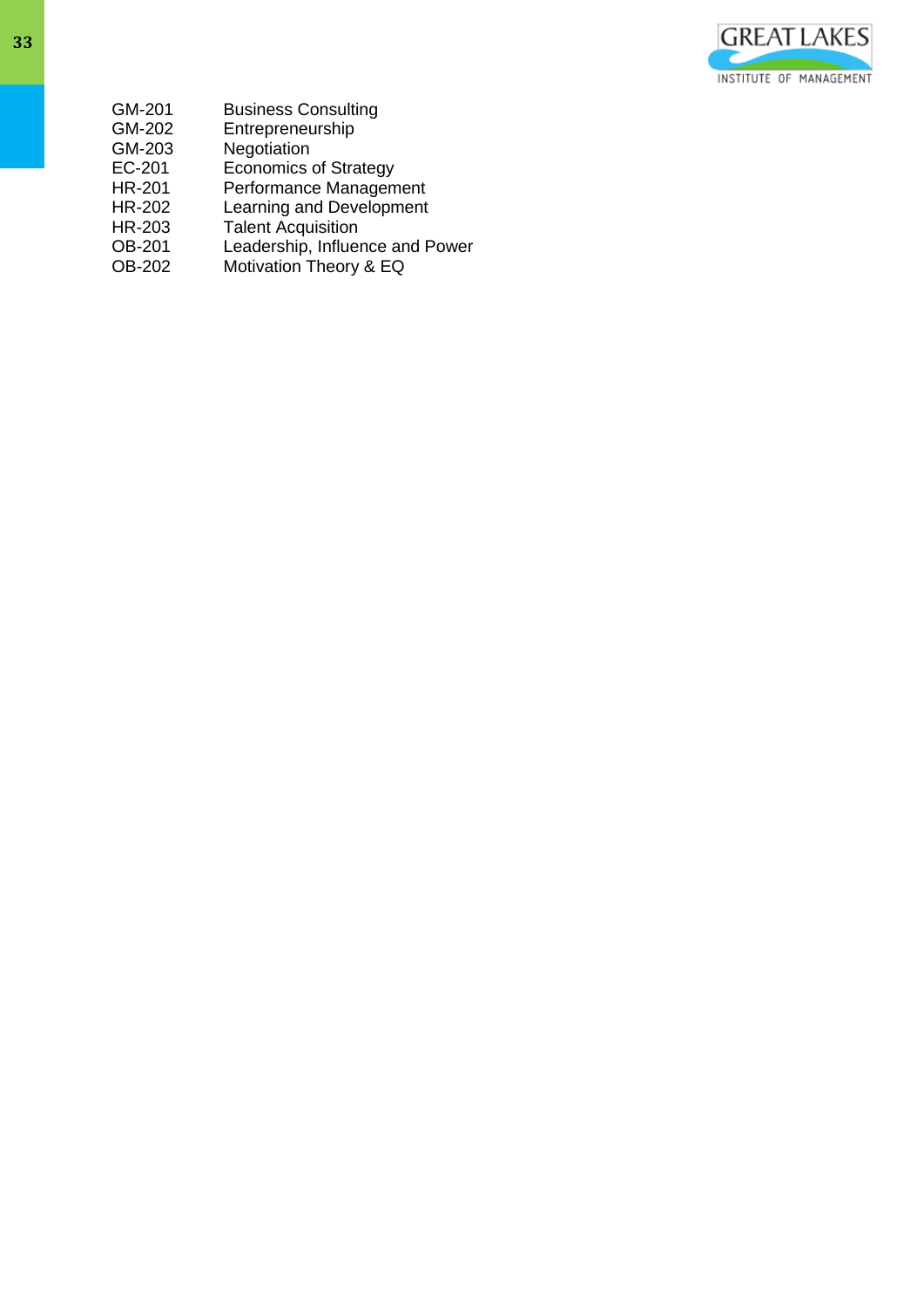| | |
|---|---|
| GM-201 | Business Consulting |
| GM-202 | Entrepreneurship |
| GM-203 | Negotiation |
| EC-201 | Economics of Strategy |
| HR-201 | Performance Management |
| HR-202 | Learning and Development |
| HR-203 | Talent Acquisition |
| OB-201 | Leadership, Influence and Power |
| OB-202 | Motivation Theory & EQ |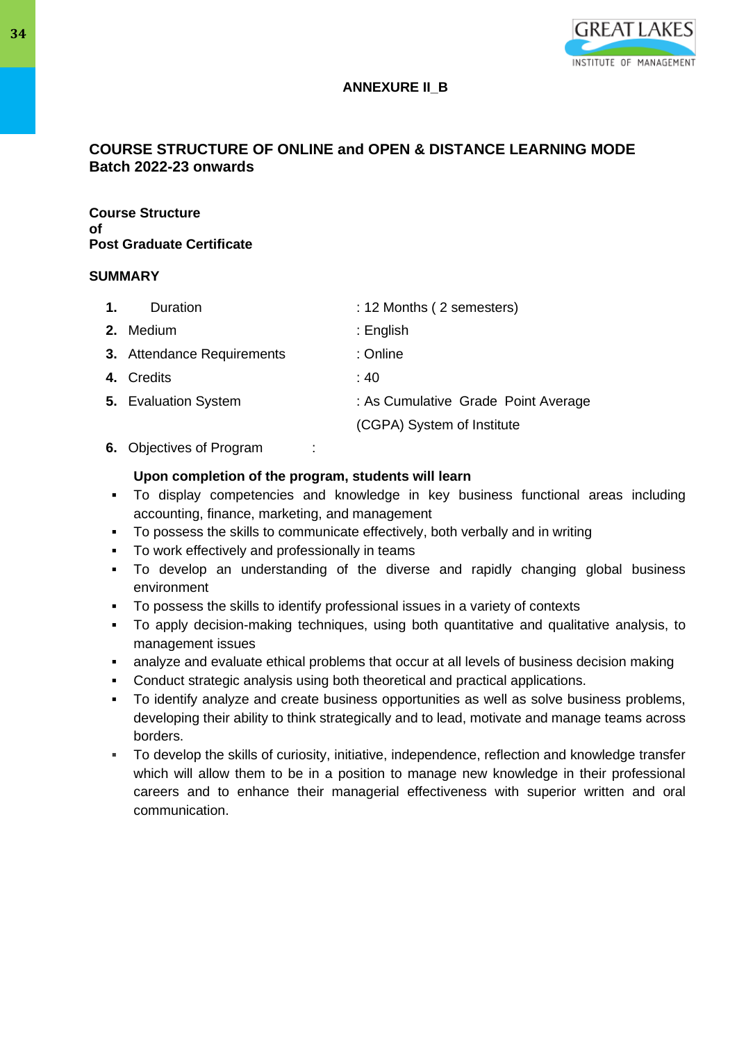**ANNEXURE II_B**

## COURSE STRUCTURE OF ONLINE and OPEN & DISTANCE LEARNING MODE
## Batch 2022-23 onwards

### Course Structure
### of
### Post Graduate Certificate

### SUMMARY

1. Duration : 12 Months ( 2 semesters)
2. Medium : English
3. Attendance Requirements : Online
4. Credits : 40
5. Evaluation System : As Cumulative Grade Point Average (CGPA) System of Institute
6. Objectives of Program :

**Upon completion of the program, students will learn**

- To display competencies and knowledge in key business functional areas including accounting, finance, marketing, and management
- To possess the skills to communicate effectively, both verbally and in writing
- To work effectively and professionally in teams
- To develop an understanding of the diverse and rapidly changing global business environment
- To possess the skills to identify professional issues in a variety of contexts
- To apply decision-making techniques, using both quantitative and qualitative analysis, to management issues
- analyze and evaluate ethical problems that occur at all levels of business decision making
- Conduct strategic analysis using both theoretical and practical applications.
- To identify analyze and create business opportunities as well as solve business problems, developing their ability to think strategically and to lead, motivate and manage teams across borders.
- To develop the skills of curiosity, initiative, independence, reflection and knowledge transfer which will allow them to be in a position to manage new knowledge in their professional careers and to enhance their managerial effectiveness with superior written and oral communication.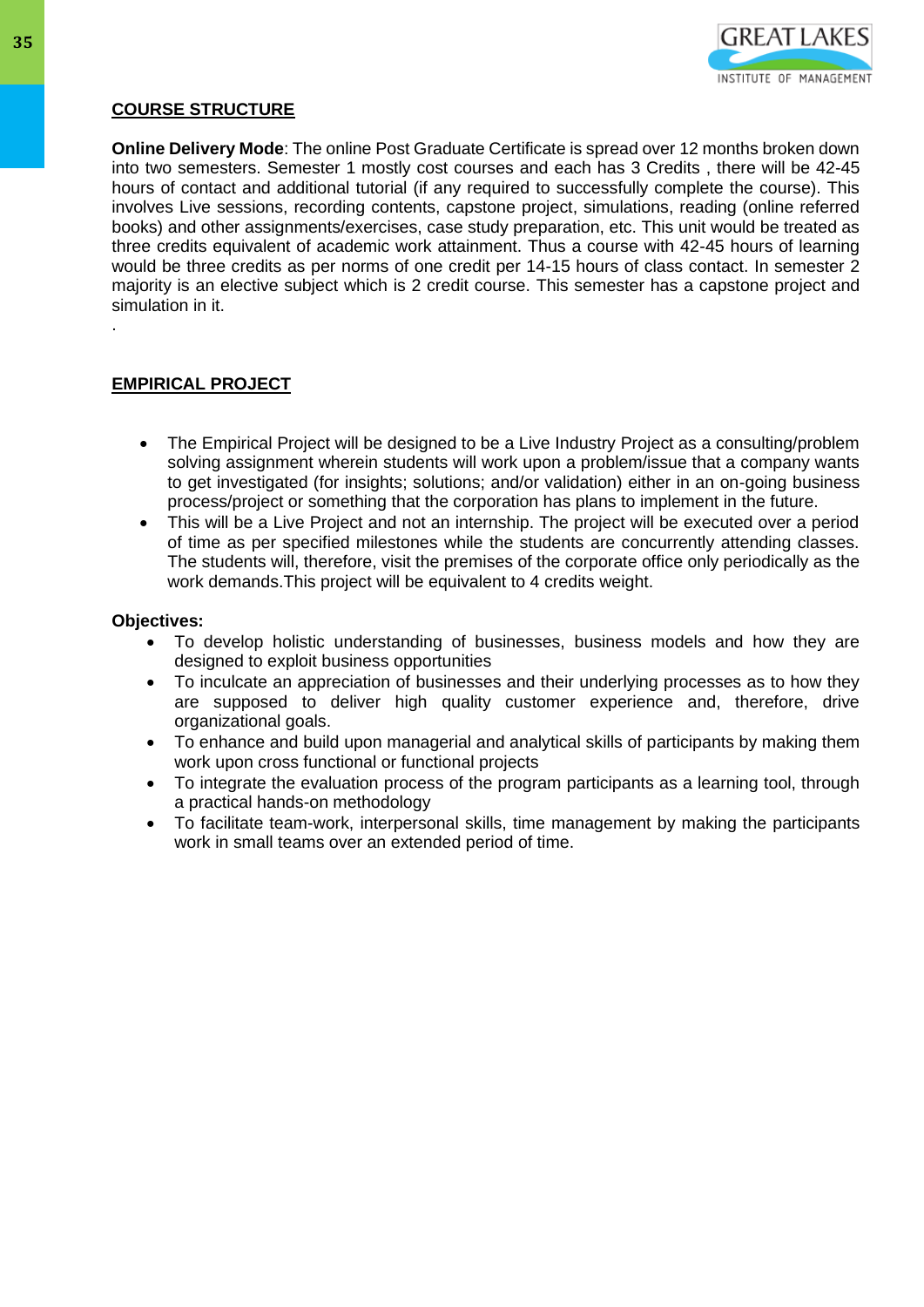## COURSE STRUCTURE

**Online Delivery Mode**: The online Post Graduate Certificate is spread over 12 months broken down into two semesters. Semester 1 mostly cost courses and each has 3 Credits , there will be 42-45 hours of contact and additional tutorial (if any required to successfully complete the course). This involves Live sessions, recording contents, capstone project, simulations, reading (online referred books) and other assignments/exercises, case study preparation, etc. This unit would be treated as three credits equivalent of academic work attainment. Thus a course with 42-45 hours of learning would be three credits as per norms of one credit per 14-15 hours of class contact. In semester 2 majority is an elective subject which is 2 credit course. This semester has a capstone project and simulation in it.

.

## EMPIRICAL PROJECT

- The Empirical Project will be designed to be a Live Industry Project as a consulting/problem solving assignment wherein students will work upon a problem/issue that a company wants to get investigated (for insights; solutions; and/or validation) either in an on-going business process/project or something that the corporation has plans to implement in the future.
- This will be a Live Project and not an internship. The project will be executed over a period of time as per specified milestones while the students are concurrently attending classes. The students will, therefore, visit the premises of the corporate office only periodically as the work demands.This project will be equivalent to 4 credits weight.

**Objectives:**

- To develop holistic understanding of businesses, business models and how they are designed to exploit business opportunities
- To inculcate an appreciation of businesses and their underlying processes as to how they are supposed to deliver high quality customer experience and, therefore, drive organizational goals.
- To enhance and build upon managerial and analytical skills of participants by making them work upon cross functional or functional projects
- To integrate the evaluation process of the program participants as a learning tool, through a practical hands-on methodology
- To facilitate team-work, interpersonal skills, time management by making the participants work in small teams over an extended period of time.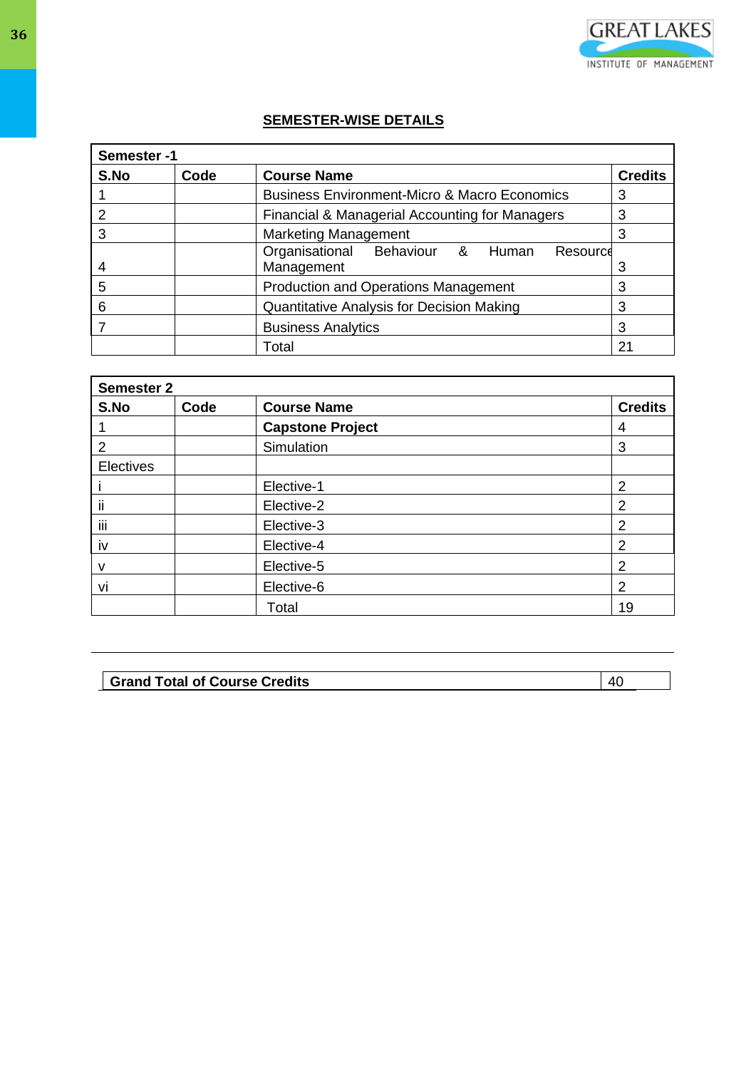## SEMESTER-WISE DETAILS

| Semester -1 | | | |
|---|---|---|---|
| **S.No** | **Code** | **Course Name** | **Credits** |
| 1 | | Business Environment-Micro & Macro Economics | 3 |
| 2 | | Financial & Managerial Accounting for Managers | 3 |
| 3 | | Marketing Management | 3 |
| 4 | | Organisational Behaviour & Human Resource Management | 3 |
| 5 | | Production and Operations Management | 3 |
| 6 | | Quantitative Analysis for Decision Making | 3 |
| 7 | | Business Analytics | 3 |
| | | Total | 21 |

| Semester 2 | | | |
|---|---|---|---|
| **S.No** | **Code** | **Course Name** | **Credits** |
| 1 | | **Capstone Project** | 4 |
| 2 | | Simulation | 3 |
| Electives | | | |
| i | | Elective-1 | 2 |
| ii | | Elective-2 | 2 |
| iii | | Elective-3 | 2 |
| iv | | Elective-4 | 2 |
| v | | Elective-5 | 2 |
| vi | | Elective-6 | 2 |
| | | Total | 19 |

| **Grand Total of Course Credits** | 40 |
|---|---|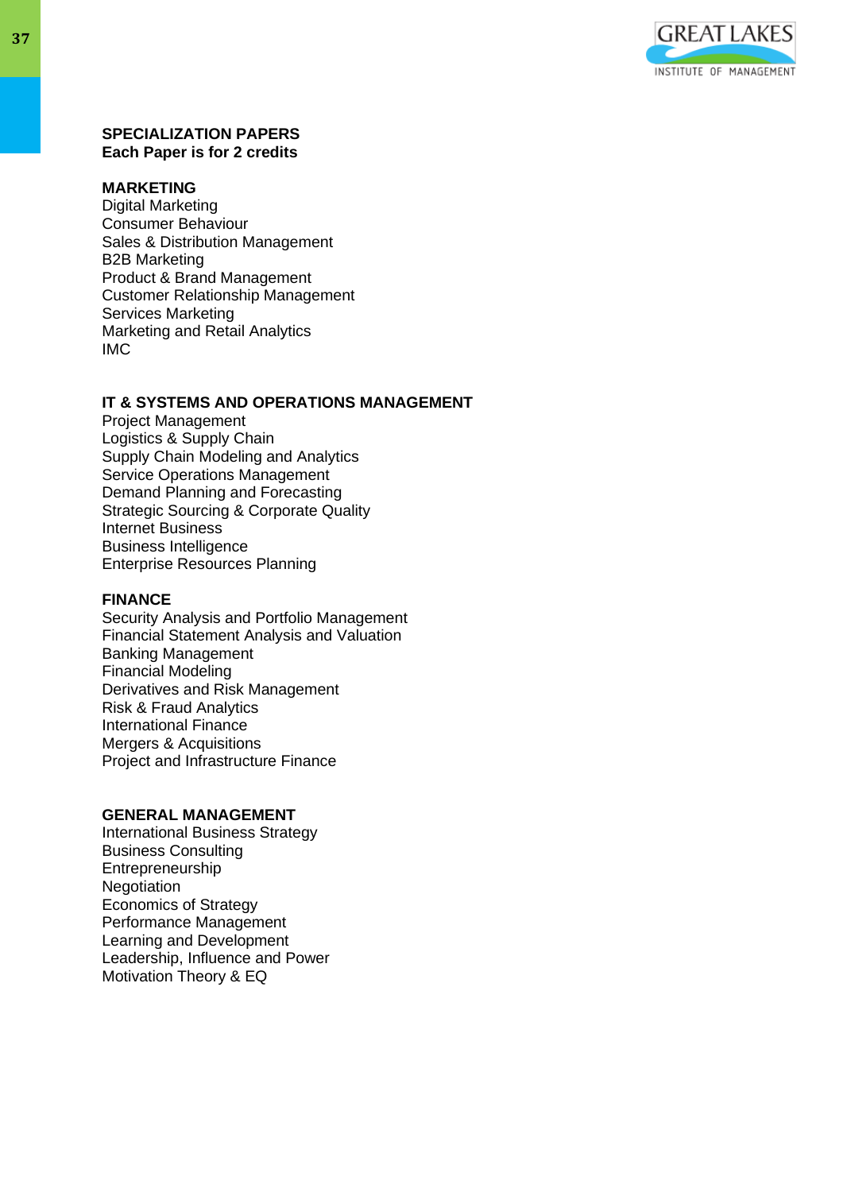**SPECIALIZATION PAPERS**
**Each Paper is for 2 credits**

**MARKETING**

Digital Marketing
Consumer Behaviour
Sales & Distribution Management
B2B Marketing
Product & Brand Management
Customer Relationship Management
Services Marketing
Marketing and Retail Analytics
IMC

**IT & SYSTEMS AND OPERATIONS MANAGEMENT**

Project Management
Logistics & Supply Chain
Supply Chain Modeling and Analytics
Service Operations Management
Demand Planning and Forecasting
Strategic Sourcing & Corporate Quality
Internet Business
Business Intelligence
Enterprise Resources Planning

**FINANCE**

Security Analysis and Portfolio Management
Financial Statement Analysis and Valuation
Banking Management
Financial Modeling
Derivatives and Risk Management
Risk & Fraud Analytics
International Finance
Mergers & Acquisitions
Project and Infrastructure Finance

**GENERAL MANAGEMENT**

International Business Strategy
Business Consulting
Entrepreneurship
Negotiation
Economics of Strategy
Performance Management
Learning and Development
Leadership, Influence and Power
Motivation Theory & EQ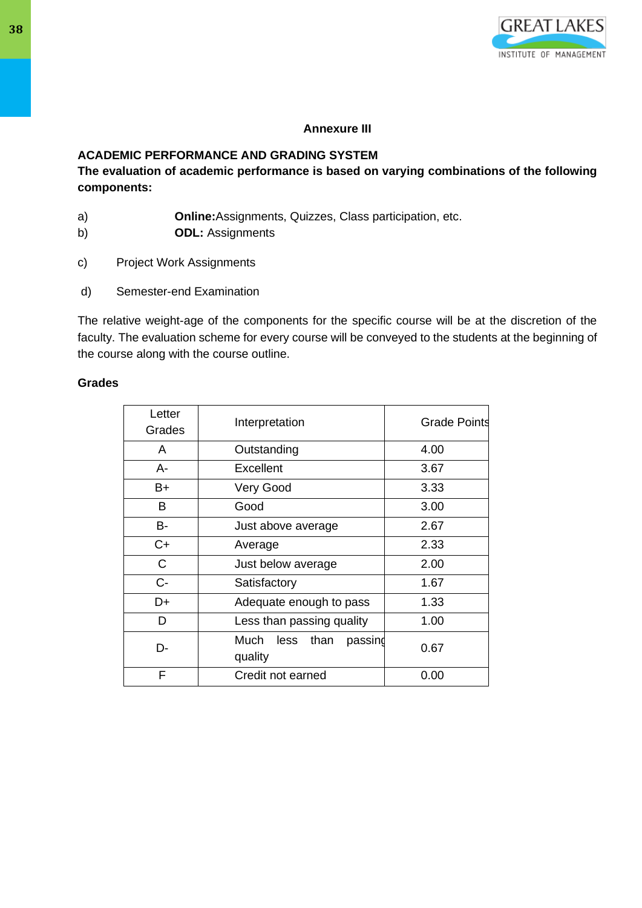**Annexure III**

**ACADEMIC PERFORMANCE AND GRADING SYSTEM**

**The evaluation of academic performance is based on varying combinations of the following components:**

a) **Online:**Assignments, Quizzes, Class participation, etc.

b) **ODL:** Assignments

c) Project Work Assignments

d) Semester-end Examination

The relative weight-age of the components for the specific course will be at the discretion of the faculty. The evaluation scheme for every course will be conveyed to the students at the beginning of the course along with the course outline.

**Grades**

| Letter Grades | Interpretation | Grade Points |
|---|---|---|
| A | Outstanding | 4.00 |
| A- | Excellent | 3.67 |
| B+ | Very Good | 3.33 |
| B | Good | 3.00 |
| B- | Just above average | 2.67 |
| C+ | Average | 2.33 |
| C | Just below average | 2.00 |
| C- | Satisfactory | 1.67 |
| D+ | Adequate enough to pass | 1.33 |
| D | Less than passing quality | 1.00 |
| D- | Much less than passing quality | 0.67 |
| F | Credit not earned | 0.00 |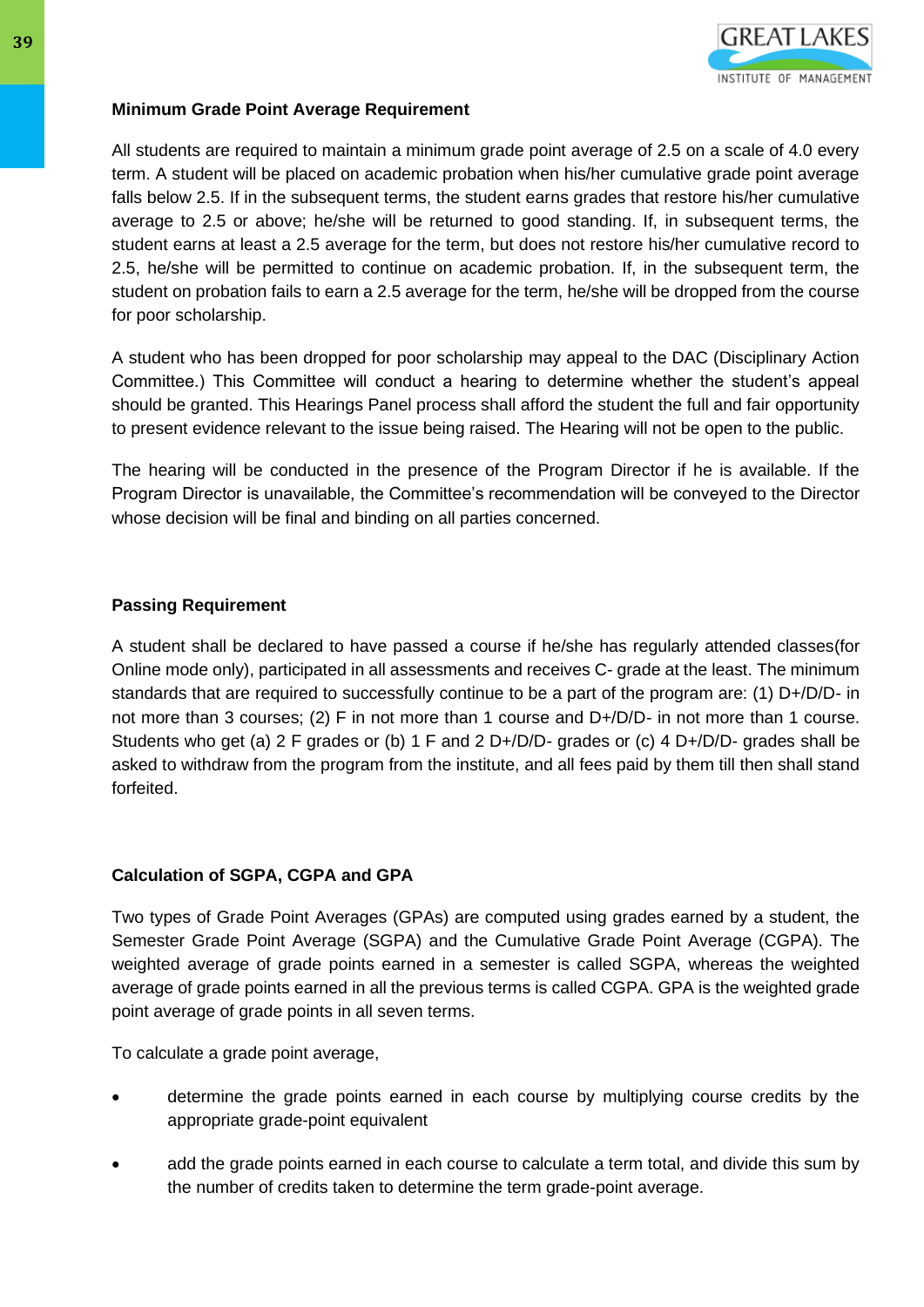**Minimum Grade Point Average Requirement**

All students are required to maintain a minimum grade point average of 2.5 on a scale of 4.0 every term. A student will be placed on academic probation when his/her cumulative grade point average falls below 2.5. If in the subsequent terms, the student earns grades that restore his/her cumulative average to 2.5 or above; he/she will be returned to good standing. If, in subsequent terms, the student earns at least a 2.5 average for the term, but does not restore his/her cumulative record to 2.5, he/she will be permitted to continue on academic probation. If, in the subsequent term, the student on probation fails to earn a 2.5 average for the term, he/she will be dropped from the course for poor scholarship.

A student who has been dropped for poor scholarship may appeal to the DAC (Disciplinary Action Committee.) This Committee will conduct a hearing to determine whether the student's appeal should be granted. This Hearings Panel process shall afford the student the full and fair opportunity to present evidence relevant to the issue being raised. The Hearing will not be open to the public.

The hearing will be conducted in the presence of the Program Director if he is available. If the Program Director is unavailable, the Committee's recommendation will be conveyed to the Director whose decision will be final and binding on all parties concerned.

**Passing Requirement**

A student shall be declared to have passed a course if he/she has regularly attended classes(for Online mode only), participated in all assessments and receives C- grade at the least. The minimum standards that are required to successfully continue to be a part of the program are: (1) D+/D/D- in not more than 3 courses; (2) F in not more than 1 course and D+/D/D- in not more than 1 course. Students who get (a) 2 F grades or (b) 1 F and 2 D+/D/D- grades or (c) 4 D+/D/D- grades shall be asked to withdraw from the program from the institute, and all fees paid by them till then shall stand forfeited.

**Calculation of SGPA, CGPA and GPA**

Two types of Grade Point Averages (GPAs) are computed using grades earned by a student, the Semester Grade Point Average (SGPA) and the Cumulative Grade Point Average (CGPA). The weighted average of grade points earned in a semester is called SGPA, whereas the weighted average of grade points earned in all the previous terms is called CGPA. GPA is the weighted grade point average of grade points in all seven terms.

To calculate a grade point average,

- determine the grade points earned in each course by multiplying course credits by the appropriate grade-point equivalent
- add the grade points earned in each course to calculate a term total, and divide this sum by the number of credits taken to determine the term grade-point average.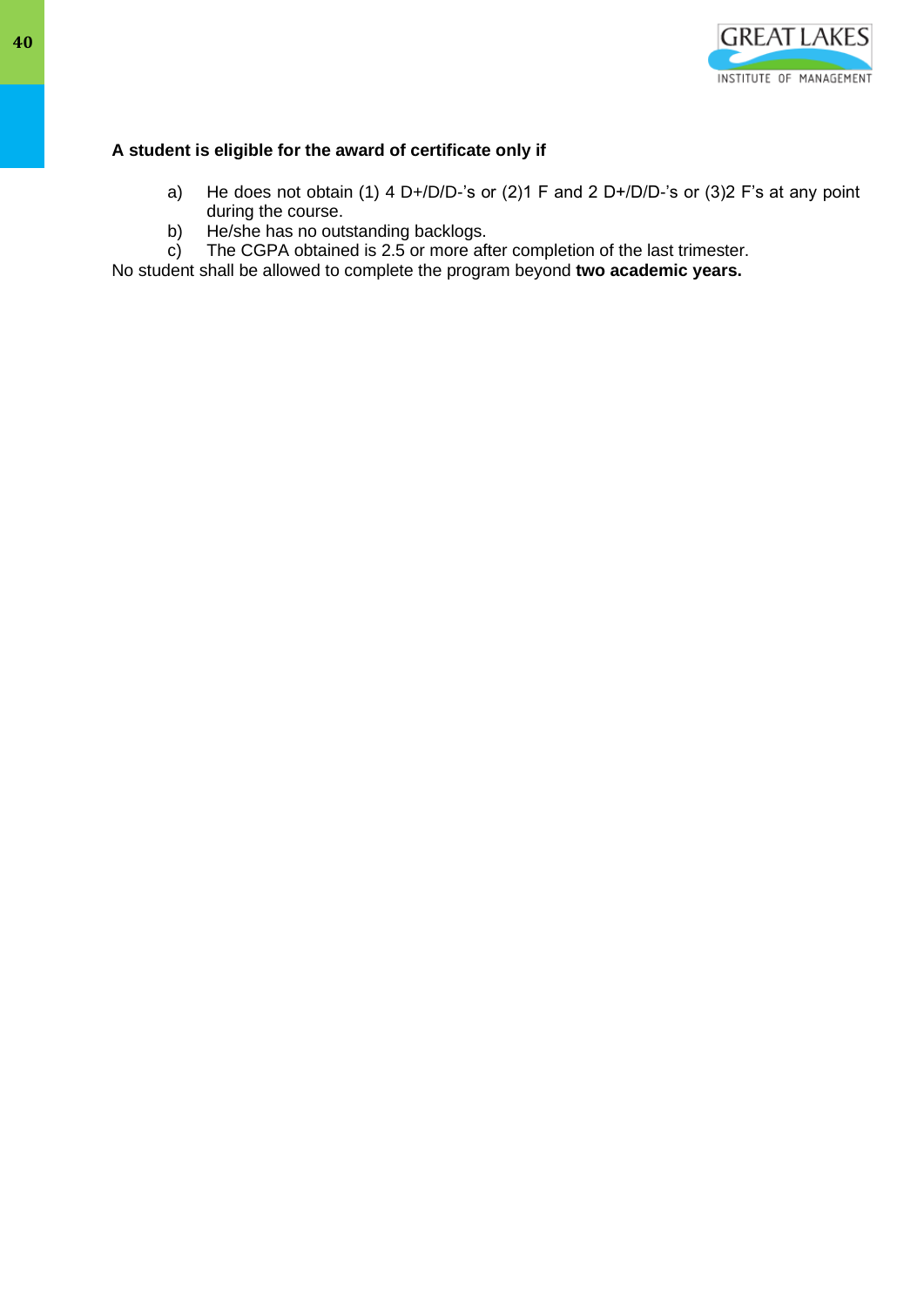**A student is eligible for the award of certificate only if**

a) He does not obtain (1) 4 D+/D/D-'s or (2)1 F and 2 D+/D/D-'s or (3)2 F's at any point during the course.
b) He/she has no outstanding backlogs.
c) The CGPA obtained is 2.5 or more after completion of the last trimester.

No student shall be allowed to complete the program beyond **two academic years.**